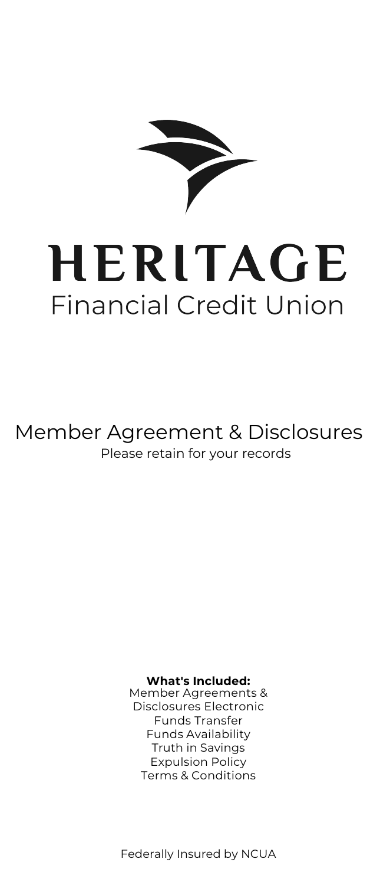# HERITAGE

Financial Credit Union

## Member Agreement & Disclosures

Please retain for your records

**What's Included:**

Member Agreements & Disclosures Electronic Funds Transfer Funds Availability Truth in Savings Expulsion Policy Terms & Conditions

Federally Insured by NCUA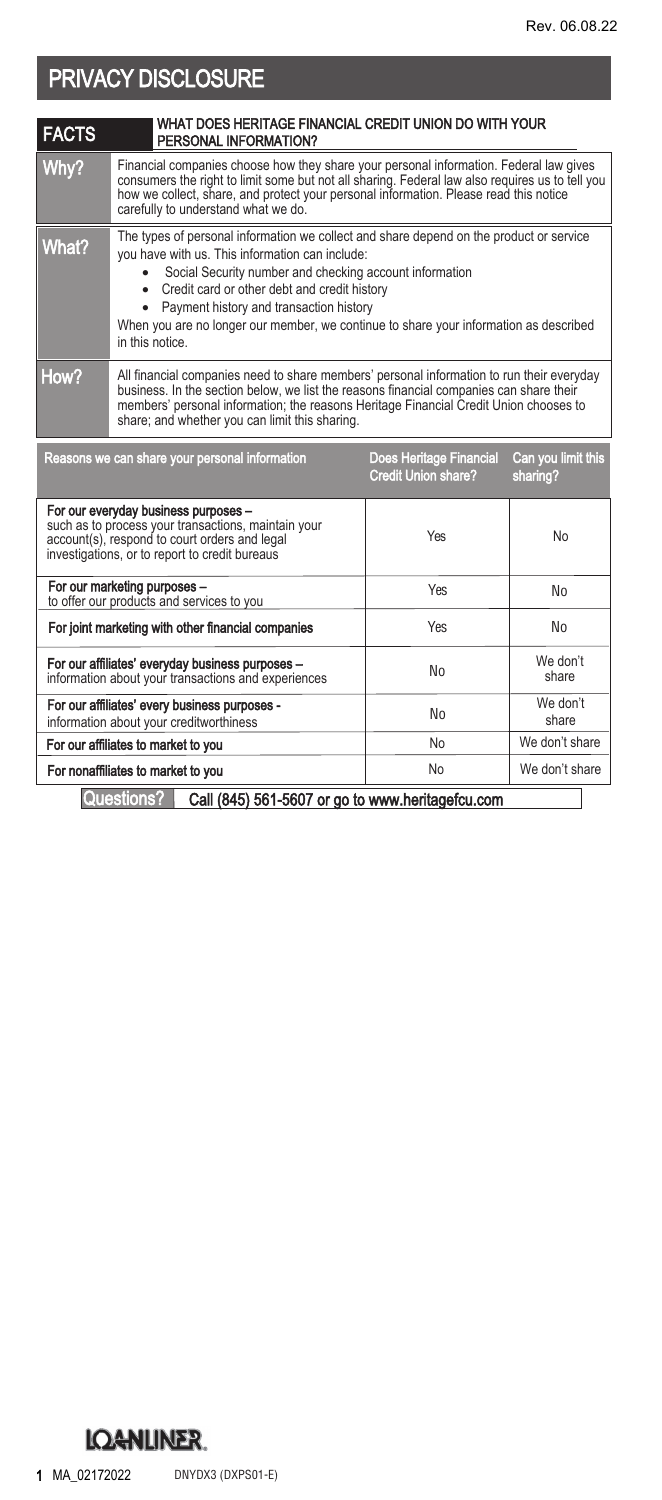Rev. 06.08.22

# PRIVACY DISCLOSURE

| FACTS | WHAT DOES HERITAGE FINANCIAL CREDIT UNION DO WITH YOUR PERSONAL INFORMATION? |
|---|---|
| **Why?** | Financial companies choose how they share your personal information. Federal law gives consumers the right to limit some but not all sharing. Federal law also requires us to tell you how we collect, share, and protect your personal information. Please read this notice carefully to understand what we do. |
| **What?** | The types of personal information we collect and share depend on the product or service you have with us. This information can include: • Social Security number and checking account information • Credit card or other debt and credit history • Payment history and transaction history When you are no longer our member, we continue to share your information as described in this notice. |
| **How?** | All financial companies need to share members' personal information to run their everyday business. In the section below, we list the reasons financial companies can share their members' personal information; the reasons Heritage Financial Credit Union chooses to share; and whether you can limit this sharing. |

| Reasons we can share your personal information | Does Heritage Financial Credit Union share? | Can you limit this sharing? |
|---|---|---|
| **For our everyday business purposes** – such as to process your transactions, maintain your account(s), respond to court orders and legal investigations, or to report to credit bureaus | Yes | No |
| **For our marketing purposes** – to offer our products and services to you | Yes | No |
| **For joint marketing with other financial companies** | Yes | No |
| **For our affiliates' everyday business purposes** – information about your transactions and experiences | No | We don't share |
| **For our affiliates' every business purposes** - information about your creditworthiness | No | We don't share |
| **For our affiliates to market to you** | No | We don't share |
| **For nonaffiliates to market to you** | No | We don't share |

**Questions?** Call (845) 561-5607 or go to www.heritagefcu.com

LOANLINER.

MA_02172022 DNYDX3 (DXPS01-E)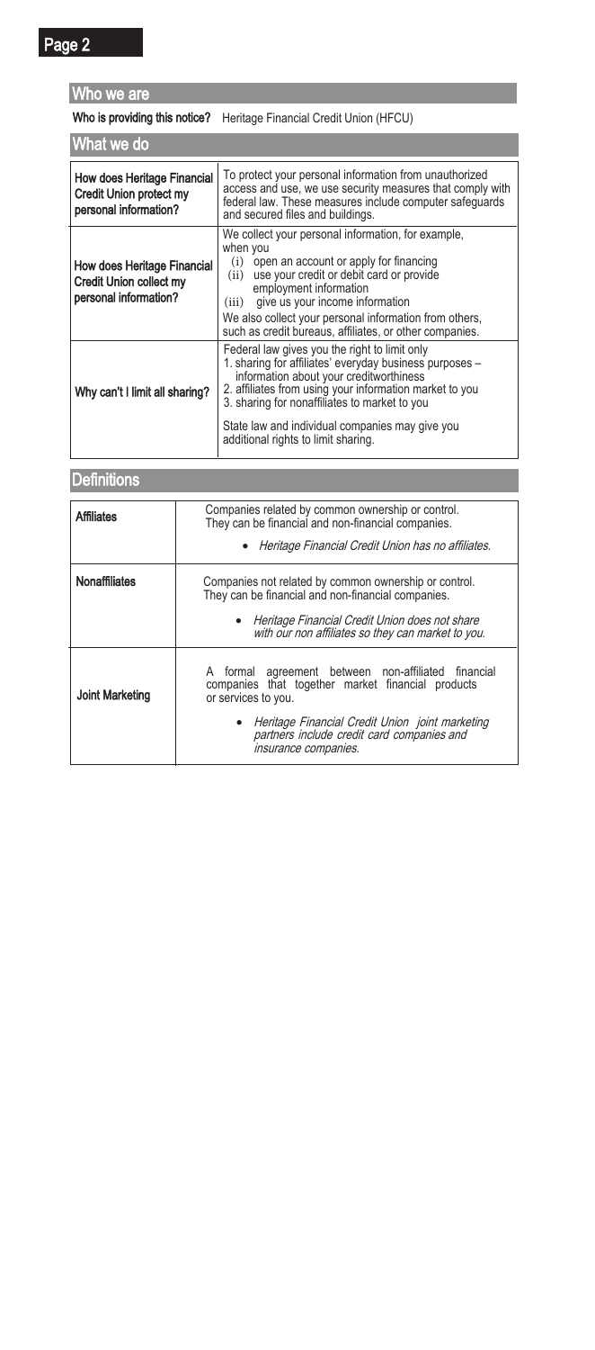## Who we are

| Who is providing this notice? | Heritage Financial Credit Union (HFCU) |
|---|---|

## What we do

| | |
|---|---|
| **How does Heritage Financial Credit Union protect my personal information?** | To protect your personal information from unauthorized access and use, we use security measures that comply with federal law. These measures include computer safeguards and secured files and buildings. |
| **How does Heritage Financial Credit Union collect my personal information?** | We collect your personal information, for example, when you<br>(i) open an account or apply for financing<br>(ii) use your credit or debit card or provide employment information<br>(iii) give us your income information<br>We also collect your personal information from others, such as credit bureaus, affiliates, or other companies. |
| **Why can't I limit all sharing?** | Federal law gives you the right to limit only<br>1. sharing for affiliates' everyday business purposes – information about your creditworthiness<br>2. affiliates from using your information market to you<br>3. sharing for nonaffiliates to market to you<br><br>State law and individual companies may give you additional rights to limit sharing. |

## Definitions

| | |
|---|---|
| **Affiliates** | Companies related by common ownership or control. They can be financial and non-financial companies.<br>• *Heritage Financial Credit Union has no affiliates.* |
| **Nonaffiliates** | Companies not related by common ownership or control. They can be financial and non-financial companies.<br>• *Heritage Financial Credit Union does not share with our non affiliates so they can market to you.* |
| **Joint Marketing** | A formal agreement between non-affiliated financial companies that together market financial products or services to you.<br>• *Heritage Financial Credit Union joint marketing partners include credit card companies and insurance companies.* |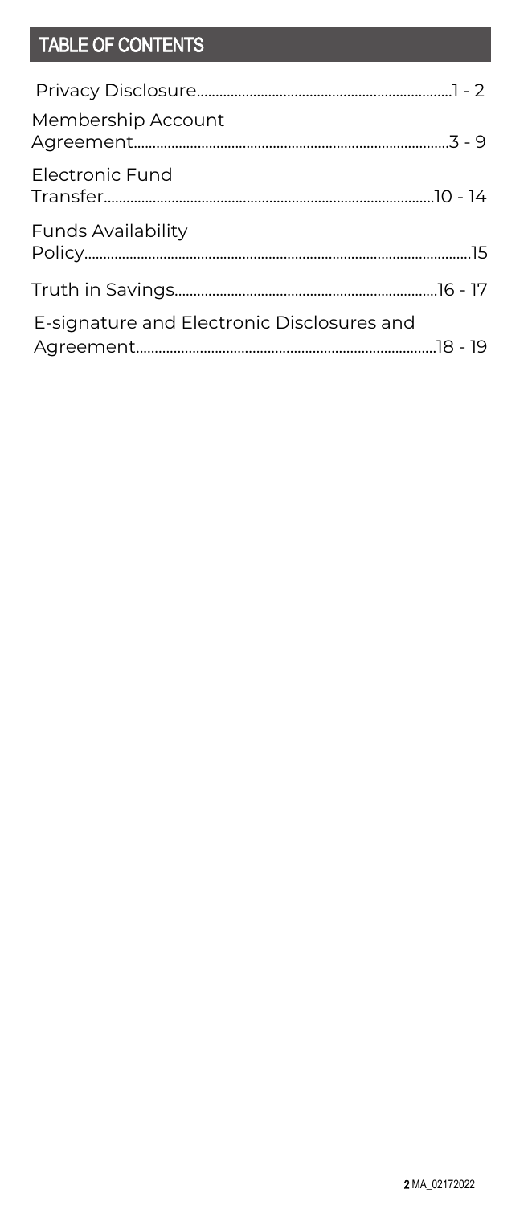# TABLE OF CONTENTS

| | |
|---|---|
| Privacy Disclosure | 1 - 2 |
| Membership Account Agreement | 3 - 9 |
| Electronic Fund Transfer | 10 - 14 |
| Funds Availability Policy | 15 |
| Truth in Savings | 16 - 17 |
| E-signature and Electronic Disclosures and Agreement | 18 - 19 |

MA_02172022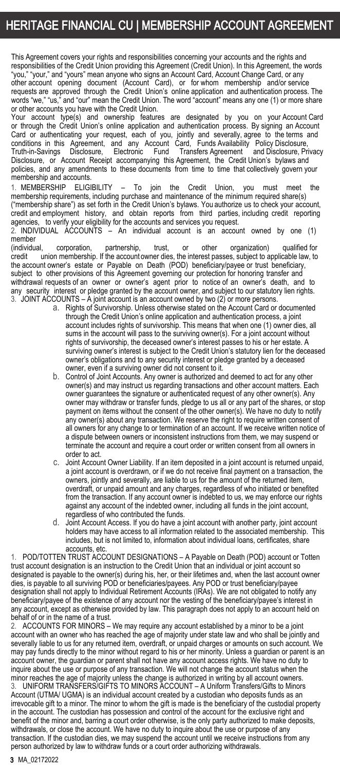# HERITAGE FINANCIAL CU | MEMBERSHIP ACCOUNT AGREEMENT

This Agreement covers your rights and responsibilities concerning your accounts and the rights and responsibilities of the Credit Union providing this Agreement (Credit Union). In this Agreement, the words "you," "your," and "yours" mean anyone who signs an Account Card, Account Change Card, or any other account opening document (Account Card), or for whom membership and/or service requests are approved through the Credit Union's online application and authentication process. The words "we," "us," and "our" mean the Credit Union. The word "account" means any one (1) or more share or other accounts you have with the Credit Union.

Your account type(s) and ownership features are designated by you on your Account Card or through the Credit Union's online application and authentication process. By signing an Account Card or authenticating your request, each of you, jointly and severally, agree to the terms and conditions in this Agreement, and any Account Card, Funds Availability Policy Disclosure, Truth-in-Savings Disclosure, Electronic Fund Transfers Agreement and Disclosure, Privacy Disclosure, or Account Receipt accompanying this Agreement, the Credit Union's bylaws and policies, and any amendments to these documents from time to time that collectively govern your membership and accounts.

1. MEMBERSHIP ELIGIBILITY – To join the Credit Union, you must meet the membership requirements, including purchase and maintenance of the minimum required share(s) ("membership share") as set forth in the Credit Union's bylaws. You authorize us to check your account, credit and employment history, and obtain reports from third parties, including credit reporting agencies, to verify your eligibility for the accounts and services you request.

2. INDIVIDUAL ACCOUNTS – An individual account is an account owned by one (1) member (individual, corporation, partnership, trust, or other organization) qualified for credit union membership. If the account owner dies, the interest passes, subject to applicable law, to the account owner's estate or Payable on Death (POD) beneficiary/payee or trust beneficiary, subject to other provisions of this Agreement governing our protection for honoring transfer and withdrawal requests of an owner or owner's agent prior to notice of an owner's death, and to any security interest or pledge granted by the account owner, and subject to our statutory lien rights.

3. JOINT ACCOUNTS – A joint account is an account owned by two (2) or more persons.

   a. Rights of Survivorship. Unless otherwise stated on the Account Card or documented through the Credit Union's online application and authentication process, a joint account includes rights of survivorship. This means that when one (1) owner dies, all sums in the account will pass to the surviving owner(s). For a joint account without rights of survivorship, the deceased owner's interest passes to his or her estate. A surviving owner's interest is subject to the Credit Union's statutory lien for the deceased owner's obligations and to any security interest or pledge granted by a deceased owner, even if a surviving owner did not consent to it.

   b. Control of Joint Accounts. Any owner is authorized and deemed to act for any other owner(s) and may instruct us regarding transactions and other account matters. Each owner guarantees the signature or authenticated request of any other owner(s). Any owner may withdraw or transfer funds, pledge to us all or any part of the shares, or stop payment on items without the consent of the other owner(s). We have no duty to notify any owner(s) about any transaction. We reserve the right to require written consent of all owners for any change to or termination of an account. If we receive written notice of a dispute between owners or inconsistent instructions from them, we may suspend or terminate the account and require a court order or written consent from all owners in order to act.

   c. Joint Account Owner Liability. If an item deposited in a joint account is returned unpaid, a joint account is overdrawn, or if we do not receive final payment on a transaction, the owners, jointly and severally, are liable to us for the amount of the returned item, overdraft, or unpaid amount and any charges, regardless of who initiated or benefited from the transaction. If any account owner is indebted to us, we may enforce our rights against any account of the indebted owner, including all funds in the joint account, regardless of who contributed the funds.

   d. Joint Account Access. If you do have a joint account with another party, joint account holders may have access to all information related to the associated membership. This includes, but is not limited to, information about individual loans, certificates, share accounts, etc.

1. POD/TOTTEN TRUST ACCOUNT DESIGNATIONS – A Payable on Death (POD) account or Totten trust account designation is an instruction to the Credit Union that an individual or joint account so designated is payable to the owner(s) during his, her, or their lifetimes and, when the last account owner dies, is payable to all surviving POD or beneficiaries/payees. Any POD or trust beneficiary/payee designation shall not apply to Individual Retirement Accounts (IRAs). We are not obligated to notify any beneficiary/payee of the existence of any account nor the vesting of the beneficiary/payee's interest in any account, except as otherwise provided by law. This paragraph does not apply to an account held on behalf of or in the name of a trust.

2. ACCOUNTS FOR MINORS – We may require any account established by a minor to be a joint account with an owner who has reached the age of majority under state law and who shall be jointly and severally liable to us for any returned item, overdraft, or unpaid charges or amounts on such account. We may pay funds directly to the minor without regard to his or her minority. Unless a guardian or parent is an account owner, the guardian or parent shall not have any account access rights. We have no duty to inquire about the use or purpose of any transaction. We will not change the account status when the minor reaches the age of majority unless the change is authorized in writing by all account owners.

3. UNIFORM TRANSFERS/GIFTS TO MINORS ACCOUNT – A Uniform Transfers/Gifts to Minors Account (UTMA/ UGMA) is an individual account created by a custodian who deposits funds as an irrevocable gift to a minor. The minor to whom the gift is made is the beneficiary of the custodial property in the account. The custodian has possession and control of the account for the exclusive right and benefit of the minor and, barring a court order otherwise, is the only party authorized to make deposits, withdrawals, or close the account. We have no duty to inquire about the use or purpose of any transaction. If the custodian dies, we may suspend the account until we receive instructions from any person authorized by law to withdraw funds or a court order authorizing withdrawals.

MA_02172022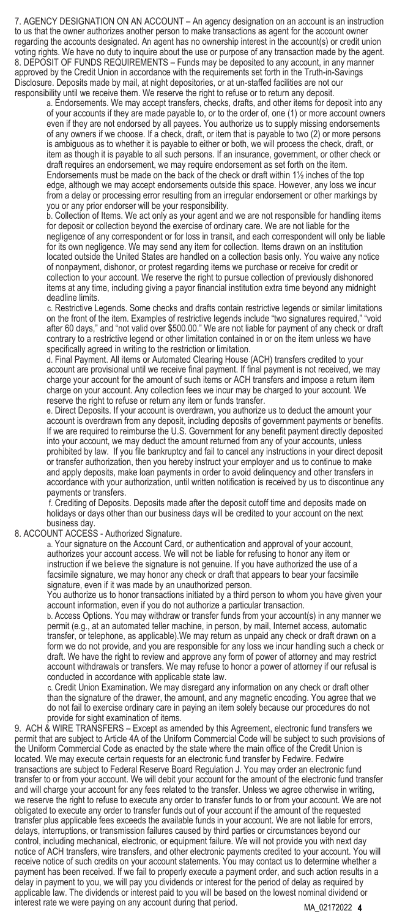7. AGENCY DESIGNATION ON AN ACCOUNT – An agency designation on an account is an instruction to us that the owner authorizes another person to make transactions as agent for the account owner regarding the accounts designated. An agent has no ownership interest in the account(s) or credit union voting rights. We have no duty to inquire about the use or purpose of any transaction made by the agent.

8. DEPOSIT OF FUNDS REQUIREMENTS – Funds may be deposited to any account, in any manner approved by the Credit Union in accordance with the requirements set forth in the Truth-in-Savings Disclosure. Deposits made by mail, at night depositories, or at un-staffed facilities are not our responsibility until we receive them. We reserve the right to refuse or to return any deposit.

a. Endorsements. We may accept transfers, checks, drafts, and other items for deposit into any of your accounts if they are made payable to, or to the order of, one (1) or more account owners even if they are not endorsed by all payees. You authorize us to supply missing endorsements of any owners if we choose. If a check, draft, or item that is payable to two (2) or more persons is ambiguous as to whether it is payable to either or both, we will process the check, draft, or item as though it is payable to all such persons. If an insurance, government, or other check or draft requires an endorsement, we may require endorsement as set forth on the item. Endorsements must be made on the back of the check or draft within 1½ inches of the top edge, although we may accept endorsements outside this space. However, any loss we incur from a delay or processing error resulting from an irregular endorsement or other markings by you or any prior endorser will be your responsibility.

b. Collection of Items. We act only as your agent and we are not responsible for handling items for deposit or collection beyond the exercise of ordinary care. We are not liable for the negligence of any correspondent or for loss in transit, and each correspondent will only be liable for its own negligence. We may send any item for collection. Items drawn on an institution located outside the United States are handled on a collection basis only. You waive any notice of nonpayment, dishonor, or protest regarding items we purchase or receive for credit or collection to your account. We reserve the right to pursue collection of previously dishonored items at any time, including giving a payor financial institution extra time beyond any midnight deadline limits.

c. Restrictive Legends. Some checks and drafts contain restrictive legends or similar limitations on the front of the item. Examples of restrictive legends include "two signatures required," "void after 60 days," and "not valid over $500.00." We are not liable for payment of any check or draft contrary to a restrictive legend or other limitation contained in or on the item unless we have specifically agreed in writing to the restriction or limitation.

d. Final Payment. All items or Automated Clearing House (ACH) transfers credited to your account are provisional until we receive final payment. If final payment is not received, we may charge your account for the amount of such items or ACH transfers and impose a return item charge on your account. Any collection fees we incur may be charged to your account. We reserve the right to refuse or return any item or funds transfer.

e. Direct Deposits. If your account is overdrawn, you authorize us to deduct the amount your account is overdrawn from any deposit, including deposits of government payments or benefits. If we are required to reimburse the U.S. Government for any benefit payment directly deposited into your account, we may deduct the amount returned from any of your accounts, unless prohibited by law. If you file bankruptcy and fail to cancel any instructions in your direct deposit or transfer authorization, then you hereby instruct your employer and us to continue to make and apply deposits, make loan payments in order to avoid delinquency and other transfers in accordance with your authorization, until written notification is received by us to discontinue any payments or transfers.

f. Crediting of Deposits. Deposits made after the deposit cutoff time and deposits made on holidays or days other than our business days will be credited to your account on the next business day.

8. ACCOUNT ACCESS - Authorized Signature.

a. Your signature on the Account Card, or authentication and approval of your account, authorizes your account access. We will not be liable for refusing to honor any item or instruction if we believe the signature is not genuine. If you have authorized the use of a facsimile signature, we may honor any check or draft that appears to bear your facsimile signature, even if it was made by an unauthorized person.

You authorize us to honor transactions initiated by a third person to whom you have given your account information, even if you do not authorize a particular transaction.

b. Access Options. You may withdraw or transfer funds from your account(s) in any manner we permit (e.g., at an automated teller machine, in person, by mail, Internet access, automatic transfer, or telephone, as applicable).We may return as unpaid any check or draft drawn on a form we do not provide, and you are responsible for any loss we incur handling such a check or draft. We have the right to review and approve any form of power of attorney and may restrict account withdrawals or transfers. We may refuse to honor a power of attorney if our refusal is conducted in accordance with applicable state law.

c. Credit Union Examination. We may disregard any information on any check or draft other than the signature of the drawer, the amount, and any magnetic encoding. You agree that we do not fail to exercise ordinary care in paying an item solely because our procedures do not provide for sight examination of items.

9. ACH & WIRE TRANSFERS – Except as amended by this Agreement, electronic fund transfers we permit that are subject to Article 4A of the Uniform Commercial Code will be subject to such provisions of the Uniform Commercial Code as enacted by the state where the main office of the Credit Union is located. We may execute certain requests for an electronic fund transfer by Fedwire. Fedwire transactions are subject to Federal Reserve Board Regulation J. You may order an electronic fund transfer to or from your account. We will debit your account for the amount of the electronic fund transfer and will charge your account for any fees related to the transfer. Unless we agree otherwise in writing, we reserve the right to refuse to execute any order to transfer funds to or from your account. We are not obligated to execute any order to transfer funds out of your account if the amount of the requested transfer plus applicable fees exceeds the available funds in your account. We are not liable for errors, delays, interruptions, or transmission failures caused by third parties or circumstances beyond our control, including mechanical, electronic, or equipment failure. We will not provide you with next day notice of ACH transfers, wire transfers, and other electronic payments credited to your account. You will receive notice of such credits on your account statements. You may contact us to determine whether a payment has been received. If we fail to properly execute a payment order, and such action results in a delay in payment to you, we will pay you dividends or interest for the period of delay as required by applicable law. The dividends or interest paid to you will be based on the lowest nominal dividend or interest rate we were paying on any account during that period.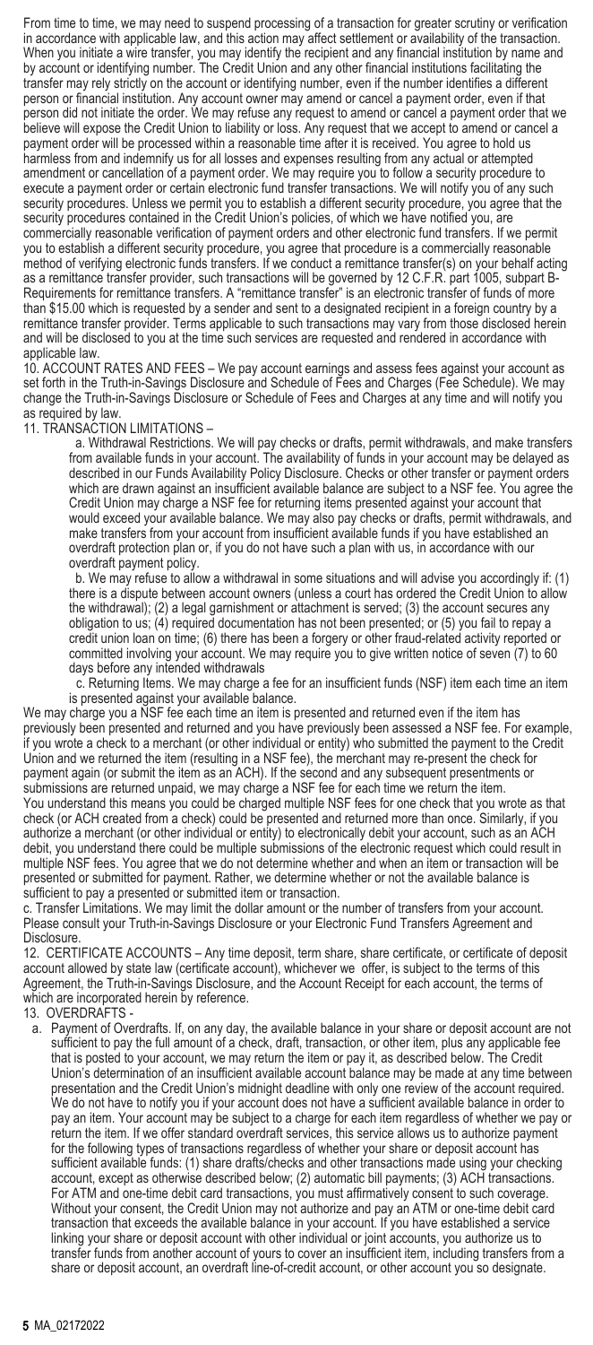From time to time, we may need to suspend processing of a transaction for greater scrutiny or verification in accordance with applicable law, and this action may affect settlement or availability of the transaction. When you initiate a wire transfer, you may identify the recipient and any financial institution by name and by account or identifying number. The Credit Union and any other financial institutions facilitating the transfer may rely strictly on the account or identifying number, even if the number identifies a different person or financial institution. Any account owner may amend or cancel a payment order, even if that person did not initiate the order. We may refuse any request to amend or cancel a payment order that we believe will expose the Credit Union to liability or loss. Any request that we accept to amend or cancel a payment order will be processed within a reasonable time after it is received. You agree to hold us harmless from and indemnify us for all losses and expenses resulting from any actual or attempted amendment or cancellation of a payment order. We may require you to follow a security procedure to execute a payment order or certain electronic fund transfer transactions. We will notify you of any such security procedures. Unless we permit you to establish a different security procedure, you agree that the security procedures contained in the Credit Union's policies, of which we have notified you, are commercially reasonable verification of payment orders and other electronic fund transfers. If we permit you to establish a different security procedure, you agree that procedure is a commercially reasonable method of verifying electronic funds transfers. If we conduct a remittance transfer(s) on your behalf acting as a remittance transfer provider, such transactions will be governed by 12 C.F.R. part 1005, subpart B-Requirements for remittance transfers. A "remittance transfer" is an electronic transfer of funds of more than $15.00 which is requested by a sender and sent to a designated recipient in a foreign country by a remittance transfer provider. Terms applicable to such transactions may vary from those disclosed herein and will be disclosed to you at the time such services are requested and rendered in accordance with applicable law.

10. ACCOUNT RATES AND FEES – We pay account earnings and assess fees against your account as set forth in the Truth-in-Savings Disclosure and Schedule of Fees and Charges (Fee Schedule). We may change the Truth-in-Savings Disclosure or Schedule of Fees and Charges at any time and will notify you as required by law.

11. TRANSACTION LIMITATIONS –

a. Withdrawal Restrictions. We will pay checks or drafts, permit withdrawals, and make transfers from available funds in your account. The availability of funds in your account may be delayed as described in our Funds Availability Policy Disclosure. Checks or other transfer or payment orders which are drawn against an insufficient available balance are subject to a NSF fee. You agree the Credit Union may charge a NSF fee for returning items presented against your account that would exceed your available balance. We may also pay checks or drafts, permit withdrawals, and make transfers from your account from insufficient available funds if you have established an overdraft protection plan or, if you do not have such a plan with us, in accordance with our overdraft payment policy.

b. We may refuse to allow a withdrawal in some situations and will advise you accordingly if: (1) there is a dispute between account owners (unless a court has ordered the Credit Union to allow the withdrawal); (2) a legal garnishment or attachment is served; (3) the account secures any obligation to us; (4) required documentation has not been presented; or (5) you fail to repay a credit union loan on time; (6) there has been a forgery or other fraud-related activity reported or committed involving your account. We may require you to give written notice of seven (7) to 60 days before any intended withdrawals

c. Returning Items. We may charge a fee for an insufficient funds (NSF) item each time an item is presented against your available balance.

We may charge you a NSF fee each time an item is presented and returned even if the item has previously been presented and returned and you have previously been assessed a NSF fee. For example, if you wrote a check to a merchant (or other individual or entity) who submitted the payment to the Credit Union and we returned the item (resulting in a NSF fee), the merchant may re-present the check for payment again (or submit the item as an ACH). If the second and any subsequent presentments or submissions are returned unpaid, we may charge a NSF fee for each time we return the item.

You understand this means you could be charged multiple NSF fees for one check that you wrote as that check (or ACH created from a check) could be presented and returned more than once. Similarly, if you authorize a merchant (or other individual or entity) to electronically debit your account, such as an ACH debit, you understand there could be multiple submissions of the electronic request which could result in multiple NSF fees. You agree that we do not determine whether and when an item or transaction will be presented or submitted for payment. Rather, we determine whether or not the available balance is sufficient to pay a presented or submitted item or transaction.

c. Transfer Limitations. We may limit the dollar amount or the number of transfers from your account. Please consult your Truth-in-Savings Disclosure or your Electronic Fund Transfers Agreement and Disclosure.

12. CERTIFICATE ACCOUNTS – Any time deposit, term share, share certificate, or certificate of deposit account allowed by state law (certificate account), whichever we offer, is subject to the terms of this Agreement, the Truth-in-Savings Disclosure, and the Account Receipt for each account, the terms of which are incorporated herein by reference.

13. OVERDRAFTS -

a. Payment of Overdrafts. If, on any day, the available balance in your share or deposit account are not sufficient to pay the full amount of a check, draft, transaction, or other item, plus any applicable fee that is posted to your account, we may return the item or pay it, as described below. The Credit Union's determination of an insufficient available account balance may be made at any time between presentation and the Credit Union's midnight deadline with only one review of the account required. We do not have to notify you if your account does not have a sufficient available balance in order to pay an item. Your account may be subject to a charge for each item regardless of whether we pay or return the item. If we offer standard overdraft services, this service allows us to authorize payment for the following types of transactions regardless of whether your share or deposit account has sufficient available funds: (1) share drafts/checks and other transactions made using your checking account, except as otherwise described below; (2) automatic bill payments; (3) ACH transactions. For ATM and one-time debit card transactions, you must affirmatively consent to such coverage. Without your consent, the Credit Union may not authorize and pay an ATM or one-time debit card transaction that exceeds the available balance in your account. If you have established a service linking your share or deposit account with other individual or joint accounts, you authorize us to transfer funds from another account of yours to cover an insufficient item, including transfers from a share or deposit account, an overdraft line-of-credit account, or other account you so designate.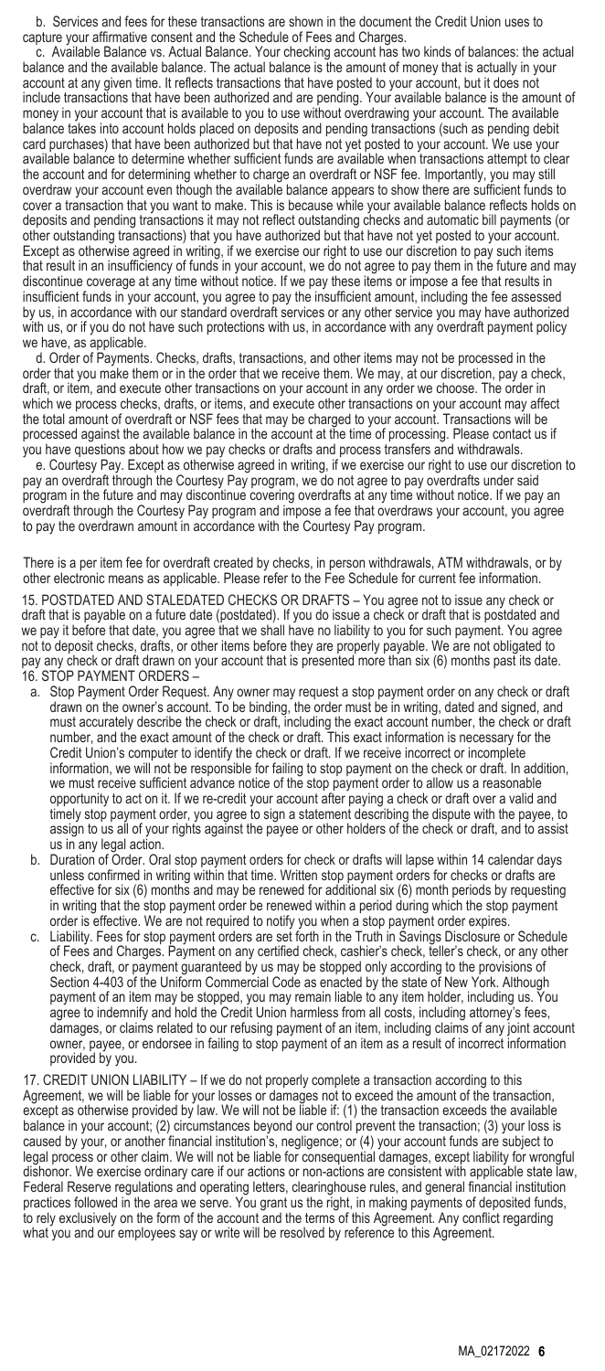b. Services and fees for these transactions are shown in the document the Credit Union uses to capture your affirmative consent and the Schedule of Fees and Charges.

c. Available Balance vs. Actual Balance. Your checking account has two kinds of balances: the actual balance and the available balance. The actual balance is the amount of money that is actually in your account at any given time. It reflects transactions that have posted to your account, but it does not include transactions that have been authorized and are pending. Your available balance is the amount of money in your account that is available to you to use without overdrawing your account. The available balance takes into account holds placed on deposits and pending transactions (such as pending debit card purchases) that have been authorized but that have not yet posted to your account. We use your available balance to determine whether sufficient funds are available when transactions attempt to clear the account and for determining whether to charge an overdraft or NSF fee. Importantly, you may still overdraw your account even though the available balance appears to show there are sufficient funds to cover a transaction that you want to make. This is because while your available balance reflects holds on deposits and pending transactions it may not reflect outstanding checks and automatic bill payments (or other outstanding transactions) that you have authorized but that have not yet posted to your account. Except as otherwise agreed in writing, if we exercise our right to use our discretion to pay such items that result in an insufficiency of funds in your account, we do not agree to pay them in the future and may discontinue coverage at any time without notice. If we pay these items or impose a fee that results in insufficient funds in your account, you agree to pay the insufficient amount, including the fee assessed by us, in accordance with our standard overdraft services or any other service you may have authorized with us, or if you do not have such protections with us, in accordance with any overdraft payment policy we have, as applicable.

d. Order of Payments. Checks, drafts, transactions, and other items may not be processed in the order that you make them or in the order that we receive them. We may, at our discretion, pay a check, draft, or item, and execute other transactions on your account in any order we choose. The order in which we process checks, drafts, or items, and execute other transactions on your account may affect the total amount of overdraft or NSF fees that may be charged to your account. Transactions will be processed against the available balance in the account at the time of processing. Please contact us if you have questions about how we pay checks or drafts and process transfers and withdrawals.

e. Courtesy Pay. Except as otherwise agreed in writing, if we exercise our right to use our discretion to pay an overdraft through the Courtesy Pay program, we do not agree to pay overdrafts under said program in the future and may discontinue covering overdrafts at any time without notice. If we pay an overdraft through the Courtesy Pay program and impose a fee that overdraws your account, you agree to pay the overdrawn amount in accordance with the Courtesy Pay program.

There is a per item fee for overdraft created by checks, in person withdrawals, ATM withdrawals, or by other electronic means as applicable. Please refer to the Fee Schedule for current fee information.

15. POSTDATED AND STALEDATED CHECKS OR DRAFTS – You agree not to issue any check or draft that is payable on a future date (postdated). If you do issue a check or draft that is postdated and we pay it before that date, you agree that we shall have no liability to you for such payment. You agree not to deposit checks, drafts, or other items before they are properly payable. We are not obligated to pay any check or draft drawn on your account that is presented more than six (6) months past its date.

16. STOP PAYMENT ORDERS –

a. Stop Payment Order Request. Any owner may request a stop payment order on any check or draft drawn on the owner's account. To be binding, the order must be in writing, dated and signed, and must accurately describe the check or draft, including the exact account number, the check or draft number, and the exact amount of the check or draft. This exact information is necessary for the Credit Union's computer to identify the check or draft. If we receive incorrect or incomplete information, we will not be responsible for failing to stop payment on the check or draft. In addition, we must receive sufficient advance notice of the stop payment order to allow us a reasonable opportunity to act on it. If we re-credit your account after paying a check or draft over a valid and timely stop payment order, you agree to sign a statement describing the dispute with the payee, to assign to us all of your rights against the payee or other holders of the check or draft, and to assist us in any legal action.

b. Duration of Order. Oral stop payment orders for check or drafts will lapse within 14 calendar days unless confirmed in writing within that time. Written stop payment orders for checks or drafts are effective for six (6) months and may be renewed for additional six (6) month periods by requesting in writing that the stop payment order be renewed within a period during which the stop payment order is effective. We are not required to notify you when a stop payment order expires.

c. Liability. Fees for stop payment orders are set forth in the Truth in Savings Disclosure or Schedule of Fees and Charges. Payment on any certified check, cashier's check, teller's check, or any other check, draft, or payment guaranteed by us may be stopped only according to the provisions of Section 4-403 of the Uniform Commercial Code as enacted by the state of New York. Although payment of an item may be stopped, you may remain liable to any item holder, including us. You agree to indemnify and hold the Credit Union harmless from all costs, including attorney's fees, damages, or claims related to our refusing payment of an item, including claims of any joint account owner, payee, or endorsee in failing to stop payment of an item as a result of incorrect information provided by you.

17. CREDIT UNION LIABILITY – If we do not properly complete a transaction according to this Agreement, we will be liable for your losses or damages not to exceed the amount of the transaction, except as otherwise provided by law. We will not be liable if: (1) the transaction exceeds the available balance in your account; (2) circumstances beyond our control prevent the transaction; (3) your loss is caused by your, or another financial institution's, negligence; or (4) your account funds are subject to legal process or other claim. We will not be liable for consequential damages, except liability for wrongful dishonor. We exercise ordinary care if our actions or non-actions are consistent with applicable state law, Federal Reserve regulations and operating letters, clearinghouse rules, and general financial institution practices followed in the area we serve. You grant us the right, in making payments of deposited funds, to rely exclusively on the form of the account and the terms of this Agreement. Any conflict regarding what you and our employees say or write will be resolved by reference to this Agreement.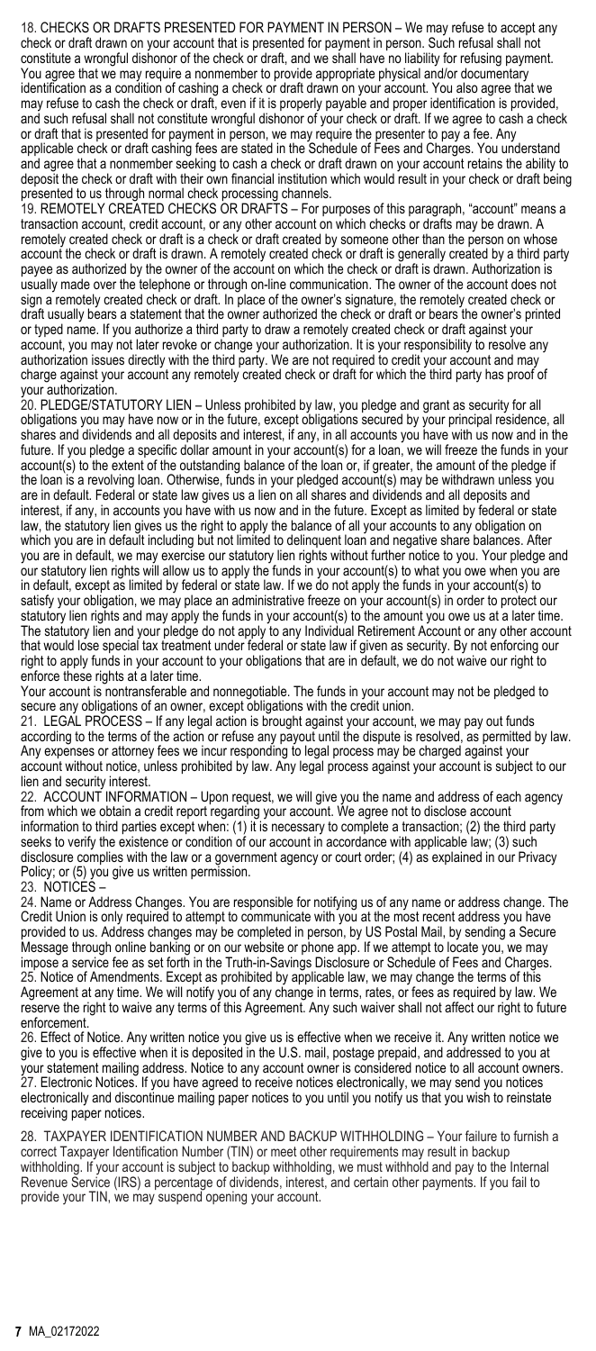18. CHECKS OR DRAFTS PRESENTED FOR PAYMENT IN PERSON – We may refuse to accept any check or draft drawn on your account that is presented for payment in person. Such refusal shall not constitute a wrongful dishonor of the check or draft, and we shall have no liability for refusing payment. You agree that we may require a nonmember to provide appropriate physical and/or documentary identification as a condition of cashing a check or draft drawn on your account. You also agree that we may refuse to cash the check or draft, even if it is properly payable and proper identification is provided, and such refusal shall not constitute wrongful dishonor of your check or draft. If we agree to cash a check or draft that is presented for payment in person, we may require the presenter to pay a fee. Any applicable check or draft cashing fees are stated in the Schedule of Fees and Charges. You understand and agree that a nonmember seeking to cash a check or draft drawn on your account retains the ability to deposit the check or draft with their own financial institution which would result in your check or draft being presented to us through normal check processing channels.

19. REMOTELY CREATED CHECKS OR DRAFTS – For purposes of this paragraph, "account" means a transaction account, credit account, or any other account on which checks or drafts may be drawn. A remotely created check or draft is a check or draft created by someone other than the person on whose account the check or draft is drawn. A remotely created check or draft is generally created by a third party payee as authorized by the owner of the account on which the check or draft is drawn. Authorization is usually made over the telephone or through on-line communication. The owner of the account does not sign a remotely created check or draft. In place of the owner's signature, the remotely created check or draft usually bears a statement that the owner authorized the check or draft or bears the owner's printed or typed name. If you authorize a third party to draw a remotely created check or draft against your account, you may not later revoke or change your authorization. It is your responsibility to resolve any authorization issues directly with the third party. We are not required to credit your account and may charge against your account any remotely created check or draft for which the third party has proof of your authorization.

20. PLEDGE/STATUTORY LIEN – Unless prohibited by law, you pledge and grant as security for all obligations you may have now or in the future, except obligations secured by your principal residence, all shares and dividends and all deposits and interest, if any, in all accounts you have with us now and in the future. If you pledge a specific dollar amount in your account(s) for a loan, we will freeze the funds in your account(s) to the extent of the outstanding balance of the loan or, if greater, the amount of the pledge if the loan is a revolving loan. Otherwise, funds in your pledged account(s) may be withdrawn unless you are in default. Federal or state law gives us a lien on all shares and dividends and all deposits and interest, if any, in accounts you have with us now and in the future. Except as limited by federal or state law, the statutory lien gives us the right to apply the balance of all your accounts to any obligation on which you are in default including but not limited to delinquent loan and negative share balances. After you are in default, we may exercise our statutory lien rights without further notice to you. Your pledge and our statutory lien rights will allow us to apply the funds in your account(s) to what you owe when you are in default, except as limited by federal or state law. If we do not apply the funds in your account(s) to satisfy your obligation, we may place an administrative freeze on your account(s) in order to protect our statutory lien rights and may apply the funds in your account(s) to the amount you owe us at a later time. The statutory lien and your pledge do not apply to any Individual Retirement Account or any other account that would lose special tax treatment under federal or state law if given as security. By not enforcing our right to apply funds in your account to your obligations that are in default, we do not waive our right to enforce these rights at a later time.

Your account is nontransferable and nonnegotiable. The funds in your account may not be pledged to secure any obligations of an owner, except obligations with the credit union.

21. LEGAL PROCESS – If any legal action is brought against your account, we may pay out funds according to the terms of the action or refuse any payout until the dispute is resolved, as permitted by law. Any expenses or attorney fees we incur responding to legal process may be charged against your account without notice, unless prohibited by law. Any legal process against your account is subject to our lien and security interest.

22. ACCOUNT INFORMATION – Upon request, we will give you the name and address of each agency from which we obtain a credit report regarding your account. We agree not to disclose account information to third parties except when: (1) it is necessary to complete a transaction; (2) the third party seeks to verify the existence or condition of our account in accordance with applicable law; (3) such disclosure complies with the law or a government agency or court order; (4) as explained in our Privacy Policy; or (5) you give us written permission.

23. NOTICES –

24. Name or Address Changes. You are responsible for notifying us of any name or address change. The Credit Union is only required to attempt to communicate with you at the most recent address you have provided to us. Address changes may be completed in person, by US Postal Mail, by sending a Secure Message through online banking or on our website or phone app. If we attempt to locate you, we may impose a service fee as set forth in the Truth-in-Savings Disclosure or Schedule of Fees and Charges.

25. Notice of Amendments. Except as prohibited by applicable law, we may change the terms of this Agreement at any time. We will notify you of any change in terms, rates, or fees as required by law. We reserve the right to waive any terms of this Agreement. Any such waiver shall not affect our right to future enforcement.

26. Effect of Notice. Any written notice you give us is effective when we receive it. Any written notice we give to you is effective when it is deposited in the U.S. mail, postage prepaid, and addressed to you at your statement mailing address. Notice to any account owner is considered notice to all account owners.

27. Electronic Notices. If you have agreed to receive notices electronically, we may send you notices electronically and discontinue mailing paper notices to you until you notify us that you wish to reinstate receiving paper notices.

28. TAXPAYER IDENTIFICATION NUMBER AND BACKUP WITHHOLDING – Your failure to furnish a correct Taxpayer Identification Number (TIN) or meet other requirements may result in backup withholding. If your account is subject to backup withholding, we must withhold and pay to the Internal Revenue Service (IRS) a percentage of dividends, interest, and certain other payments. If you fail to provide your TIN, we may suspend opening your account.

MA_02172022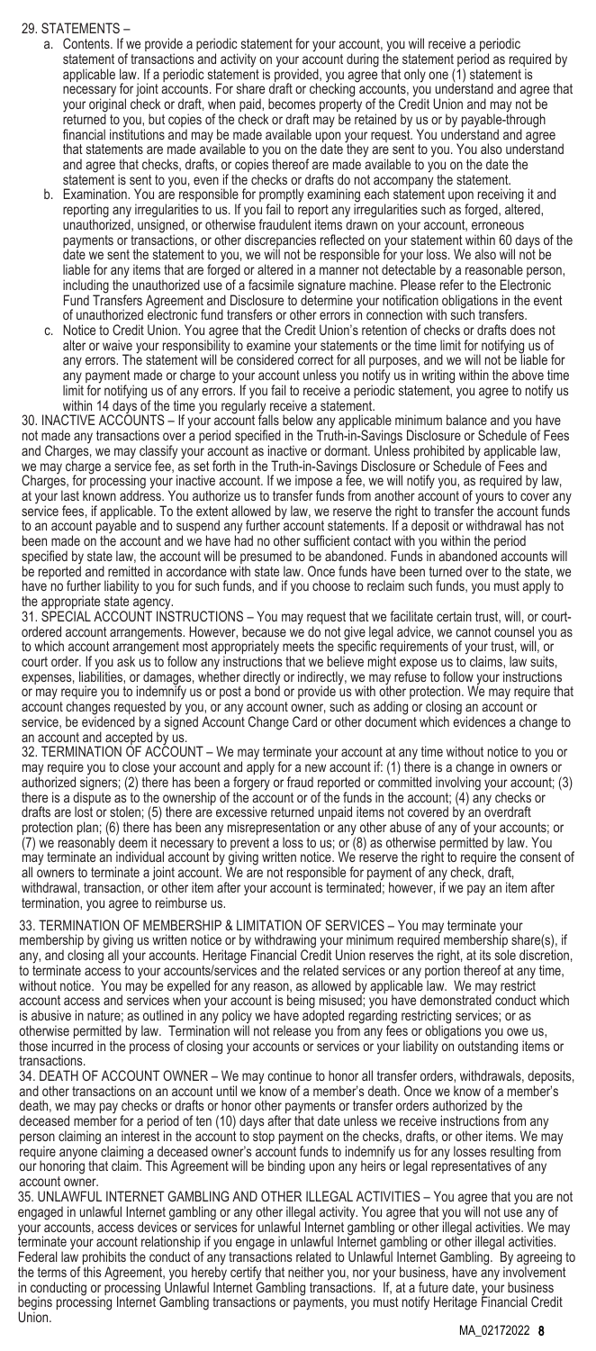29. STATEMENTS –

a. Contents. If we provide a periodic statement for your account, you will receive a periodic statement of transactions and activity on your account during the statement period as required by applicable law. If a periodic statement is provided, you agree that only one (1) statement is necessary for joint accounts. For share draft or checking accounts, you understand and agree that your original check or draft, when paid, becomes property of the Credit Union and may not be returned to you, but copies of the check or draft may be retained by us or by payable-through financial institutions and may be made available upon your request. You understand and agree that statements are made available to you on the date they are sent to you. You also understand and agree that checks, drafts, or copies thereof are made available to you on the date the statement is sent to you, even if the checks or drafts do not accompany the statement.

b. Examination. You are responsible for promptly examining each statement upon receiving it and reporting any irregularities to us. If you fail to report any irregularities such as forged, altered, unauthorized, unsigned, or otherwise fraudulent items drawn on your account, erroneous payments or transactions, or other discrepancies reflected on your statement within 60 days of the date we sent the statement to you, we will not be responsible for your loss. We also will not be liable for any items that are forged or altered in a manner not detectable by a reasonable person, including the unauthorized use of a facsimile signature machine. Please refer to the Electronic Fund Transfers Agreement and Disclosure to determine your notification obligations in the event of unauthorized electronic fund transfers or other errors in connection with such transfers.

c. Notice to Credit Union. You agree that the Credit Union's retention of checks or drafts does not alter or waive your responsibility to examine your statements or the time limit for notifying us of any errors. The statement will be considered correct for all purposes, and we will not be liable for any payment made or charge to your account unless you notify us in writing within the above time limit for notifying us of any errors. If you fail to receive a periodic statement, you agree to notify us within 14 days of the time you regularly receive a statement.

30. INACTIVE ACCOUNTS – If your account falls below any applicable minimum balance and you have not made any transactions over a period specified in the Truth-in-Savings Disclosure or Schedule of Fees and Charges, we may classify your account as inactive or dormant. Unless prohibited by applicable law, we may charge a service fee, as set forth in the Truth-in-Savings Disclosure or Schedule of Fees and Charges, for processing your inactive account. If we impose a fee, we will notify you, as required by law, at your last known address. You authorize us to transfer funds from another account of yours to cover any service fees, if applicable. To the extent allowed by law, we reserve the right to transfer the account funds to an account payable and to suspend any further account statements. If a deposit or withdrawal has not been made on the account and we have had no other sufficient contact with you within the period specified by state law, the account will be presumed to be abandoned. Funds in abandoned accounts will be reported and remitted in accordance with state law. Once funds have been turned over to the state, we have no further liability to you for such funds, and if you choose to reclaim such funds, you must apply to the appropriate state agency.

31. SPECIAL ACCOUNT INSTRUCTIONS – You may request that we facilitate certain trust, will, or court-ordered account arrangements. However, because we do not give legal advice, we cannot counsel you as to which account arrangement most appropriately meets the specific requirements of your trust, will, or court order. If you ask us to follow any instructions that we believe might expose us to claims, law suits, expenses, liabilities, or damages, whether directly or indirectly, we may refuse to follow your instructions or may require you to indemnify us or post a bond or provide us with other protection. We may require that account changes requested by you, or any account owner, such as adding or closing an account or service, be evidenced by a signed Account Change Card or other document which evidences a change to an account and accepted by us.

32. TERMINATION OF ACCOUNT – We may terminate your account at any time without notice to you or may require you to close your account and apply for a new account if: (1) there is a change in owners or authorized signers; (2) there has been a forgery or fraud reported or committed involving your account; (3) there is a dispute as to the ownership of the account or of the funds in the account; (4) any checks or drafts are lost or stolen; (5) there are excessive returned unpaid items not covered by an overdraft protection plan; (6) there has been any misrepresentation or any other abuse of any of your accounts; or (7) we reasonably deem it necessary to prevent a loss to us; or (8) as otherwise permitted by law. You may terminate an individual account by giving written notice. We reserve the right to require the consent of all owners to terminate a joint account. We are not responsible for payment of any check, draft, withdrawal, transaction, or other item after your account is terminated; however, if we pay an item after termination, you agree to reimburse us.

33. TERMINATION OF MEMBERSHIP & LIMITATION OF SERVICES – You may terminate your membership by giving us written notice or by withdrawing your minimum required membership share(s), if any, and closing all your accounts. Heritage Financial Credit Union reserves the right, at its sole discretion, to terminate access to your accounts/services and the related services or any portion thereof at any time, without notice. You may be expelled for any reason, as allowed by applicable law. We may restrict account access and services when your account is being misused; you have demonstrated conduct which is abusive in nature; as outlined in any policy we have adopted regarding restricting services; or as otherwise permitted by law. Termination will not release you from any fees or obligations you owe us, those incurred in the process of closing your accounts or services or your liability on outstanding items or transactions.

34. DEATH OF ACCOUNT OWNER – We may continue to honor all transfer orders, withdrawals, deposits, and other transactions on an account until we know of a member's death. Once we know of a member's death, we may pay checks or drafts or honor other payments or transfer orders authorized by the deceased member for a period of ten (10) days after that date unless we receive instructions from any person claiming an interest in the account to stop payment on the checks, drafts, or other items. We may require anyone claiming a deceased owner's account funds to indemnify us for any losses resulting from our honoring that claim. This Agreement will be binding upon any heirs or legal representatives of any account owner.

35. UNLAWFUL INTERNET GAMBLING AND OTHER ILLEGAL ACTIVITIES – You agree that you are not engaged in unlawful Internet gambling or any other illegal activity. You agree that you will not use any of your accounts, access devices or services for unlawful Internet gambling or other illegal activities. We may terminate your account relationship if you engage in unlawful Internet gambling or other illegal activities. Federal law prohibits the conduct of any transactions related to Unlawful Internet Gambling. By agreeing to the terms of this Agreement, you hereby certify that neither you, nor your business, have any involvement in conducting or processing Unlawful Internet Gambling transactions. If, at a future date, your business begins processing Internet Gambling transactions or payments, you must notify Heritage Financial Credit Union.

MA_02172022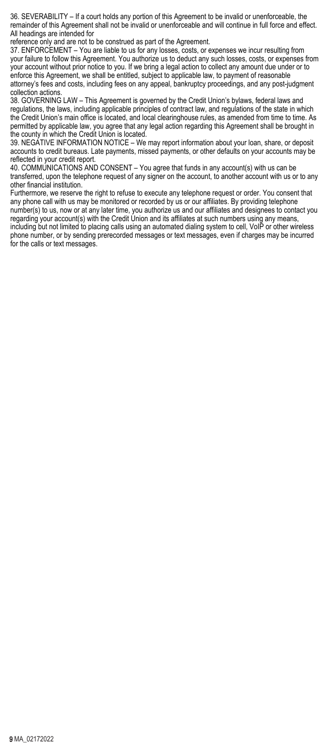36. SEVERABILITY – If a court holds any portion of this Agreement to be invalid or unenforceable, the remainder of this Agreement shall not be invalid or unenforceable and will continue in full force and effect. All headings are intended for
reference only and are not to be construed as part of the Agreement.

37. ENFORCEMENT – You are liable to us for any losses, costs, or expenses we incur resulting from your failure to follow this Agreement. You authorize us to deduct any such losses, costs, or expenses from your account without prior notice to you. If we bring a legal action to collect any amount due under or to enforce this Agreement, we shall be entitled, subject to applicable law, to payment of reasonable attorney's fees and costs, including fees on any appeal, bankruptcy proceedings, and any post-judgment collection actions.

38. GOVERNING LAW – This Agreement is governed by the Credit Union's bylaws, federal laws and regulations, the laws, including applicable principles of contract law, and regulations of the state in which the Credit Union's main office is located, and local clearinghouse rules, as amended from time to time. As permitted by applicable law, you agree that any legal action regarding this Agreement shall be brought in the county in which the Credit Union is located.

39. NEGATIVE INFORMATION NOTICE – We may report information about your loan, share, or deposit accounts to credit bureaus. Late payments, missed payments, or other defaults on your accounts may be reflected in your credit report.

40. COMMUNICATIONS AND CONSENT – You agree that funds in any account(s) with us can be transferred, upon the telephone request of any signer on the account, to another account with us or to any other financial institution.
Furthermore, we reserve the right to refuse to execute any telephone request or order. You consent that any phone call with us may be monitored or recorded by us or our affiliates. By providing telephone number(s) to us, now or at any later time, you authorize us and our affiliates and designees to contact you regarding your account(s) with the Credit Union and its affiliates at such numbers using any means, including but not limited to placing calls using an automated dialing system to cell, VoIP or other wireless phone number, or by sending prerecorded messages or text messages, even if charges may be incurred for the calls or text messages.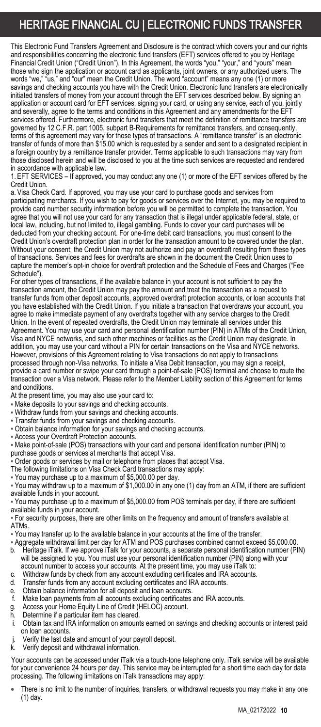# HERITAGE FINANCIAL CU | ELECTRONIC FUNDS TRANSFER

This Electronic Fund Transfers Agreement and Disclosure is the contract which covers your and our rights and responsibilities concerning the electronic fund transfers (EFT) services offered to you by Heritage Financial Credit Union ("Credit Union"). In this Agreement, the words "you," "your," and "yours" mean those who sign the application or account card as applicants, joint owners, or any authorized users. The words "we," "us," and "our" mean the Credit Union. The word "account" means any one (1) or more savings and checking accounts you have with the Credit Union. Electronic fund transfers are electronically initiated transfers of money from your account through the EFT services described below. By signing an application or account card for EFT services, signing your card, or using any service, each of you, jointly and severally, agree to the terms and conditions in this Agreement and any amendments for the EFT services offered. Furthermore, electronic fund transfers that meet the definition of remittance transfers are governed by 12 C.F.R. part 1005, subpart B-Requirements for remittance transfers, and consequently, terms of this agreement may vary for those types of transactions. A "remittance transfer" is an electronic transfer of funds of more than $15.00 which is requested by a sender and sent to a designated recipient in a foreign country by a remittance transfer provider. Terms applicable to such transactions may vary from those disclosed herein and will be disclosed to you at the time such services are requested and rendered in accordance with applicable law.

1. EFT SERVICES – If approved, you may conduct any one (1) or more of the EFT services offered by the Credit Union.

a. Visa Check Card. If approved, you may use your card to purchase goods and services from participating merchants. If you wish to pay for goods or services over the Internet, you may be required to provide card number security information before you will be permitted to complete the transaction. You agree that you will not use your card for any transaction that is illegal under applicable federal, state, or local law, including, but not limited to, illegal gambling. Funds to cover your card purchases will be deducted from your checking account. For one-time debit card transactions, you must consent to the Credit Union's overdraft protection plan in order for the transaction amount to be covered under the plan. Without your consent, the Credit Union may not authorize and pay an overdraft resulting from these types of transactions. Services and fees for overdrafts are shown in the document the Credit Union uses to capture the member's opt-in choice for overdraft protection and the Schedule of Fees and Charges ("Fee Schedule").

For other types of transactions, if the available balance in your account is not sufficient to pay the transaction amount, the Credit Union may pay the amount and treat the transaction as a request to transfer funds from other deposit accounts, approved overdraft protection accounts, or loan accounts that you have established with the Credit Union. If you initiate a transaction that overdraws your account, you agree to make immediate payment of any overdrafts together with any service charges to the Credit Union. In the event of repeated overdrafts, the Credit Union may terminate all services under this Agreement. You may use your card and personal identification number (PIN) in ATMs of the Credit Union, Visa and NYCE networks, and such other machines or facilities as the Credit Union may designate. In addition, you may use your card without a PIN for certain transactions on the Visa and NYCE networks. However, provisions of this Agreement relating to Visa transactions do not apply to transactions processed through non-Visa networks. To initiate a Visa Debit transaction, you may sign a receipt, provide a card number or swipe your card through a point-of-sale (POS) terminal and choose to route the transaction over a Visa network. Please refer to the Member Liability section of this Agreement for terms and conditions.

At the present time, you may also use your card to:

- Make deposits to your savings and checking accounts.
- Withdraw funds from your savings and checking accounts.
- Transfer funds from your savings and checking accounts.
- Obtain balance information for your savings and checking accounts.
- Access your Overdraft Protection accounts.
- Make point-of-sale (POS) transactions with your card and personal identification number (PIN) to purchase goods or services at merchants that accept Visa.
- Order goods or services by mail or telephone from places that accept Visa.

The following limitations on Visa Check Card transactions may apply:

- You may purchase up to a maximum of $5,000.00 per day.
- You may withdraw up to a maximum of $1,000.00 in any one (1) day from an ATM, if there are sufficient available funds in your account.
- You may purchase up to a maximum of $5,000.00 from POS terminals per day, if there are sufficient available funds in your account.
- For security purposes, there are other limits on the frequency and amount of transfers available at ATMs.
- You may transfer up to the available balance in your accounts at the time of the transfer.
- Aggregate withdrawal limit per day for ATM and POS purchases combined cannot exceed $5,000.00.

b. Heritage iTalk. If we approve iTalk for your accounts, a separate personal identification number (PIN) will be assigned to you. You must use your personal identification number (PIN) along with your account number to access your accounts. At the present time, you may use iTalk to:

c. Withdraw funds by check from any account excluding certificates and IRA accounts.
d. Transfer funds from any account excluding certificates and IRA accounts.
e. Obtain balance information for all deposit and loan accounts.
f. Make loan payments from all accounts excluding certificates and IRA accounts.
g. Access your Home Equity Line of Credit (HELOC) account.
h. Determine if a particular item has cleared.
i. Obtain tax and IRA information on amounts earned on savings and checking accounts or interest paid on loan accounts.
j. Verify the last date and amount of your payroll deposit.
k. Verify deposit and withdrawal information.

Your accounts can be accessed under iTalk via a touch-tone telephone only. iTalk service will be available for your convenience 24 hours per day. This service may be interrupted for a short time each day for data processing. The following limitations on iTalk transactions may apply:

- There is no limit to the number of inquiries, transfers, or withdrawal requests you may make in any one (1) day.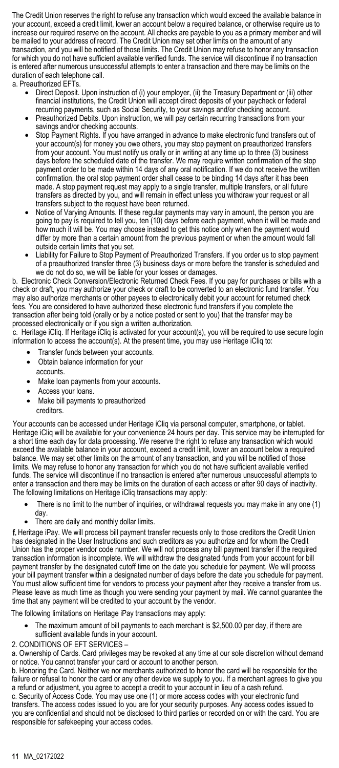The Credit Union reserves the right to refuse any transaction which would exceed the available balance in your account, exceed a credit limit, lower an account below a required balance, or otherwise require us to increase our required reserve on the account. All checks are payable to you as a primary member and will be mailed to your address of record. The Credit Union may set other limits on the amount of any transaction, and you will be notified of those limits. The Credit Union may refuse to honor any transaction for which you do not have sufficient available verified funds. The service will discontinue if no transaction is entered after numerous unsuccessful attempts to enter a transaction and there may be limits on the duration of each telephone call.

a. Preauthorized EFTs.

- Direct Deposit. Upon instruction of (i) your employer, (ii) the Treasury Department or (iii) other financial institutions, the Credit Union will accept direct deposits of your paycheck or federal recurring payments, such as Social Security, to your savings and/or checking account.
- Preauthorized Debits. Upon instruction, we will pay certain recurring transactions from your savings and/or checking accounts.
- Stop Payment Rights. If you have arranged in advance to make electronic fund transfers out of your account(s) for money you owe others, you may stop payment on preauthorized transfers from your account. You must notify us orally or in writing at any time up to three (3) business days before the scheduled date of the transfer. We may require written confirmation of the stop payment order to be made within 14 days of any oral notification. If we do not receive the written confirmation, the oral stop payment order shall cease to be binding 14 days after it has been made. A stop payment request may apply to a single transfer, multiple transfers, or all future transfers as directed by you, and will remain in effect unless you withdraw your request or all transfers subject to the request have been returned.
- Notice of Varying Amounts. If these regular payments may vary in amount, the person you are going to pay is required to tell you, ten (10) days before each payment, when it will be made and how much it will be. You may choose instead to get this notice only when the payment would differ by more than a certain amount from the previous payment or when the amount would fall outside certain limits that you set.
- Liability for Failure to Stop Payment of Preauthorized Transfers. If you order us to stop payment of a preauthorized transfer three (3) business days or more before the transfer is scheduled and we do not do so, we will be liable for your losses or damages.

b. Electronic Check Conversion/Electronic Returned Check Fees. If you pay for purchases or bills with a check or draft, you may authorize your check or draft to be converted to an electronic fund transfer. You may also authorize merchants or other payees to electronically debit your account for returned check fees. You are considered to have authorized these electronic fund transfers if you complete the transaction after being told (orally or by a notice posted or sent to you) that the transfer may be processed electronically or if you sign a written authorization.

c. Heritage iCliq. If Heritage iCliq is activated for your account(s), you will be required to use secure login information to access the account(s). At the present time, you may use Heritage iCliq to:

- Transfer funds between your accounts.
- Obtain balance information for your accounts.
- Make loan payments from your accounts.
- Access your loans.
- Make bill payments to preauthorized creditors.

Your accounts can be accessed under Heritage iCliq via personal computer, smartphone, or tablet. Heritage iCliq will be available for your convenience 24 hours per day. This service may be interrupted for a short time each day for data processing. We reserve the right to refuse any transaction which would exceed the available balance in your account, exceed a credit limit, lower an account below a required balance. We may set other limits on the amount of any transaction, and you will be notified of those limits. We may refuse to honor any transaction for which you do not have sufficient available verified funds. The service will discontinue if no transaction is entered after numerous unsuccessful attempts to enter a transaction and there may be limits on the duration of each access or after 90 days of inactivity. The following limitations on Heritage iCliq transactions may apply:

- There is no limit to the number of inquiries, or withdrawal requests you may make in any one (1) day.
- There are daily and monthly dollar limits.

f. Heritage iPay. We will process bill payment transfer requests only to those creditors the Credit Union has designated in the User Instructions and such creditors as you authorize and for whom the Credit Union has the proper vendor code number. We will not process any bill payment transfer if the required transaction information is incomplete. We will withdraw the designated funds from your account for bill payment transfer by the designated cutoff time on the date you schedule for payment. We will process your bill payment transfer within a designated number of days before the date you schedule for payment. You must allow sufficient time for vendors to process your payment after they receive a transfer from us. Please leave as much time as though you were sending your payment by mail. We cannot guarantee the time that any payment will be credited to your account by the vendor.

The following limitations on Heritage iPay transactions may apply:

- The maximum amount of bill payments to each merchant is $2,500.00 per day, if there are sufficient available funds in your account.

2. CONDITIONS OF EFT SERVICES –

a. Ownership of Cards. Card privileges may be revoked at any time at our sole discretion without demand or notice. You cannot transfer your card or account to another person.

b. Honoring the Card. Neither we nor merchants authorized to honor the card will be responsible for the failure or refusal to honor the card or any other device we supply to you. If a merchant agrees to give you a refund or adjustment, you agree to accept a credit to your account in lieu of a cash refund.

c. Security of Access Code. You may use one (1) or more access codes with your electronic fund transfers. The access codes issued to you are for your security purposes. Any access codes issued to you are confidential and should not be disclosed to third parties or recorded on or with the card. You are responsible for safekeeping your access codes.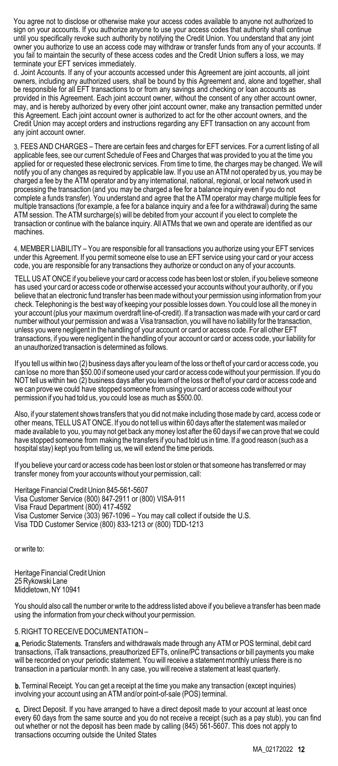You agree not to disclose or otherwise make your access codes available to anyone not authorized to sign on your accounts. If you authorize anyone to use your access codes that authority shall continue until you specifically revoke such authority by notifying the Credit Union. You understand that any joint owner you authorize to use an access code may withdraw or transfer funds from any of your accounts. If you fail to maintain the security of these access codes and the Credit Union suffers a loss, we may terminate your EFT services immediately.

d. Joint Accounts. If any of your accounts accessed under this Agreement are joint accounts, all joint owners, including any authorized users, shall be bound by this Agreement and, alone and together, shall be responsible for all EFT transactions to or from any savings and checking or loan accounts as provided in this Agreement. Each joint account owner, without the consent of any other account owner, may, and is hereby authorized by every other joint account owner, make any transaction permitted under this Agreement. Each joint account owner is authorized to act for the other account owners, and the Credit Union may accept orders and instructions regarding any EFT transaction on any account from any joint account owner.

3. FEES AND CHARGES – There are certain fees and charges for EFT services. For a current listing of all applicable fees, see our current Schedule of Fees and Charges that was provided to you at the time you applied for or requested these electronic services. From time to time, the charges may be changed. We will notify you of any changes as required by applicable law. If you use an ATM not operated by us, you may be charged a fee by the ATM operator and by any international, national, regional, or local network used in processing the transaction (and you may be charged a fee for a balance inquiry even if you do not complete a funds transfer). You understand and agree that the ATM operator may charge multiple fees for multiple transactions (for example, a fee for a balance inquiry and a fee for a withdrawal) during the same ATM session. The ATM surcharge(s) will be debited from your account if you elect to complete the transaction or continue with the balance inquiry. All ATMs that we own and operate are identified as our machines.

4. MEMBER LIABILITY – You are responsible for all transactions you authorize using your EFT services under this Agreement. If you permit someone else to use an EFT service using your card or your access code, you are responsible for any transactions they authorize or conduct on any of your accounts.

TELL US AT ONCE if you believe your card or access code has been lost or stolen, if you believe someone has used your card or access code or otherwise accessed your accounts without your authority, or if you believe that an electronic fund transfer has been made without your permission using information from your check. Telephoning is the best way of keeping your possible losses down. You could lose all the money in your account (plus your maximum overdraft line-of-credit). If a transaction was made with your card or card number without your permission and was a Visa transaction, you will have no liability for the transaction, unless you were negligent in the handling of your account or card or access code. For all other EFT transactions, if you were negligent in the handling of your account or card or access code, your liability for an unauthorized transaction is determined as follows.

If you tell us within two (2) business days after you learn of the loss or theft of your card or access code, you can lose no more than $50.00 if someone used your card or access code without your permission. If you do NOT tell us within two (2) business days after you learn of the loss or theft of your card or access code and we can prove we could have stopped someone from using your card or access code without your permission if you had told us, you could lose as much as $500.00.

Also, if your statement shows transfers that you did not make including those made by card, access code or other means, TELL US AT ONCE. If you do not tell us within 60 days after the statement was mailed or made available to you, you may not get back any money lost after the 60 days if we can prove that we could have stopped someone from making the transfers if you had told us in time. If a good reason (such as a hospital stay) kept you from telling us, we will extend the time periods.

If you believe your card or access code has been lost or stolen or that someone has transferred or may transfer money from your accounts without your permission, call:

Heritage Financial Credit Union 845-561-5607
Visa Customer Service (800) 847-2911 or (800) VISA-911
Visa Fraud Department (800) 417-4592
Visa Customer Service (303) 967-1096 – You may call collect if outside the U.S.
Visa TDD Customer Service (800) 833-1213 or (800) TDD-1213

or write to:

Heritage Financial Credit Union
25 Rykowski Lane
Middletown, NY 10941

You should also call the number or write to the address listed above if you believe a transfer has been made using the information from your check without your permission.

5. RIGHT TO RECEIVE DOCUMENTATION –

a. Periodic Statements. Transfers and withdrawals made through any ATM or POS terminal, debit card transactions, iTalk transactions, preauthorized EFTs, online/PC transactions or bill payments you make will be recorded on your periodic statement. You will receive a statement monthly unless there is no transaction in a particular month. In any case, you will receive a statement at least quarterly.

b. Terminal Receipt. You can get a receipt at the time you make any transaction (except inquiries) involving your account using an ATM and/or point-of-sale (POS) terminal.

c. Direct Deposit. If you have arranged to have a direct deposit made to your account at least once every 60 days from the same source and you do not receive a receipt (such as a pay stub), you can find out whether or not the deposit has been made by calling (845) 561-5607. This does not apply to transactions occurring outside the United States

MA_02172022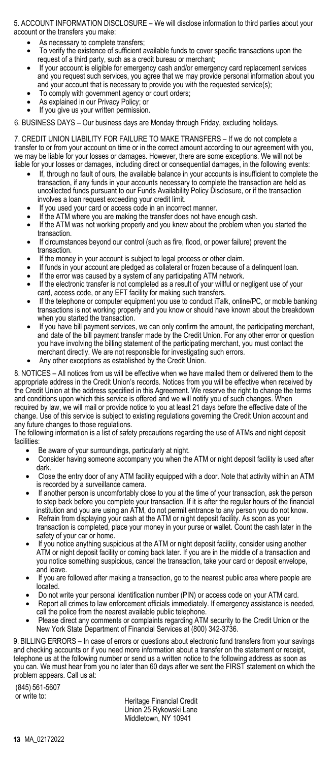5. ACCOUNT INFORMATION DISCLOSURE – We will disclose information to third parties about your account or the transfers you make:

- As necessary to complete transfers;
- To verify the existence of sufficient available funds to cover specific transactions upon the request of a third party, such as a credit bureau or merchant;
- If your account is eligible for emergency cash and/or emergency card replacement services and you request such services, you agree that we may provide personal information about you and your account that is necessary to provide you with the requested service(s);
- To comply with government agency or court orders;
- As explained in our Privacy Policy; or
- If you give us your written permission.

6. BUSINESS DAYS – Our business days are Monday through Friday, excluding holidays.

7. CREDIT UNION LIABILITY FOR FAILURE TO MAKE TRANSFERS – If we do not complete a transfer to or from your account on time or in the correct amount according to our agreement with you, we may be liable for your losses or damages. However, there are some exceptions. We will not be liable for your losses or damages, including direct or consequential damages, in the following events:

- If, through no fault of ours, the available balance in your accounts is insufficient to complete the transaction, if any funds in your accounts necessary to complete the transaction are held as uncollected funds pursuant to our Funds Availability Policy Disclosure, or if the transaction involves a loan request exceeding your credit limit.
- If you used your card or access code in an incorrect manner.
- If the ATM where you are making the transfer does not have enough cash.
- If the ATM was not working properly and you knew about the problem when you started the transaction.
- If circumstances beyond our control (such as fire, flood, or power failure) prevent the transaction.
- If the money in your account is subject to legal process or other claim.
- If funds in your account are pledged as collateral or frozen because of a delinquent loan.
- If the error was caused by a system of any participating ATM network.
- If the electronic transfer is not completed as a result of your willful or negligent use of your card, access code, or any EFT facility for making such transfers.
- If the telephone or computer equipment you use to conduct iTalk, online/PC, or mobile banking transactions is not working properly and you know or should have known about the breakdown when you started the transaction.
- If you have bill payment services, we can only confirm the amount, the participating merchant, and date of the bill payment transfer made by the Credit Union. For any other error or question you have involving the billing statement of the participating merchant, you must contact the merchant directly. We are not responsible for investigating such errors.
- Any other exceptions as established by the Credit Union.

8. NOTICES – All notices from us will be effective when we have mailed them or delivered them to the appropriate address in the Credit Union's records. Notices from you will be effective when received by the Credit Union at the address specified in this Agreement. We reserve the right to change the terms and conditions upon which this service is offered and we will notify you of such changes. When required by law, we will mail or provide notice to you at least 21 days before the effective date of the change. Use of this service is subject to existing regulations governing the Credit Union account and any future changes to those regulations.

The following information is a list of safety precautions regarding the use of ATMs and night deposit facilities:

- Be aware of your surroundings, particularly at night.
- Consider having someone accompany you when the ATM or night deposit facility is used after dark.
- Close the entry door of any ATM facility equipped with a door. Note that activity within an ATM is recorded by a surveillance camera.
- If another person is uncomfortably close to you at the time of your transaction, ask the person to step back before you complete your transaction. If it is after the regular hours of the financial institution and you are using an ATM, do not permit entrance to any person you do not know.
- Refrain from displaying your cash at the ATM or night deposit facility. As soon as your transaction is completed, place your money in your purse or wallet. Count the cash later in the safety of your car or home.
- If you notice anything suspicious at the ATM or night deposit facility, consider using another ATM or night deposit facility or coming back later. If you are in the middle of a transaction and you notice something suspicious, cancel the transaction, take your card or deposit envelope, and leave.
- If you are followed after making a transaction, go to the nearest public area where people are located.
- Do not write your personal identification number (PIN) or access code on your ATM card.
- Report all crimes to law enforcement officials immediately. If emergency assistance is needed, call the police from the nearest available public telephone.
- Please direct any comments or complaints regarding ATM security to the Credit Union or the New York State Department of Financial Services at (800) 342-3736.

9. BILLING ERRORS – In case of errors or questions about electronic fund transfers from your savings and checking accounts or if you need more information about a transfer on the statement or receipt, telephone us at the following number or send us a written notice to the following address as soon as you can. We must hear from you no later than 60 days after we sent the FIRST statement on which the problem appears. Call us at:

(845) 561-5607
or write to:

Heritage Financial Credit
Union 25 Rykowski Lane
Middletown, NY 10941

MA_02172022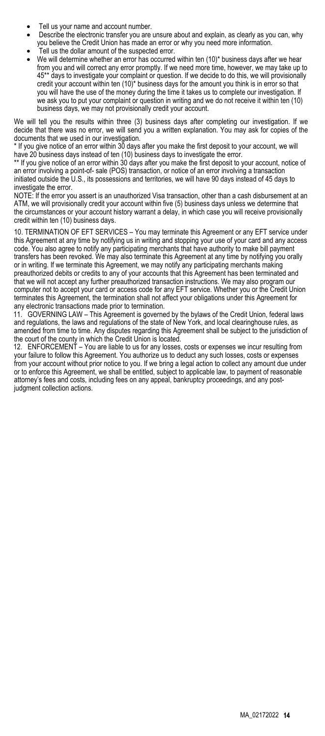- Tell us your name and account number.
- Describe the electronic transfer you are unsure about and explain, as clearly as you can, why you believe the Credit Union has made an error or why you need more information.
- Tell us the dollar amount of the suspected error.
- We will determine whether an error has occurred within ten (10)* business days after we hear from you and will correct any error promptly. If we need more time, however, we may take up to 45** days to investigate your complaint or question. If we decide to do this, we will provisionally credit your account within ten (10)* business days for the amount you think is in error so that you will have the use of the money during the time it takes us to complete our investigation. If we ask you to put your complaint or question in writing and we do not receive it within ten (10) business days, we may not provisionally credit your account.

We will tell you the results within three (3) business days after completing our investigation. If we decide that there was no error, we will send you a written explanation. You may ask for copies of the documents that we used in our investigation.

* If you give notice of an error within 30 days after you make the first deposit to your account, we will have 20 business days instead of ten (10) business days to investigate the error.

** If you give notice of an error within 30 days after you make the first deposit to your account, notice of an error involving a point-of- sale (POS) transaction, or notice of an error involving a transaction initiated outside the U.S., its possessions and territories, we will have 90 days instead of 45 days to investigate the error.

NOTE: If the error you assert is an unauthorized Visa transaction, other than a cash disbursement at an ATM, we will provisionally credit your account within five (5) business days unless we determine that the circumstances or your account history warrant a delay, in which case you will receive provisionally credit within ten (10) business days.

10. TERMINATION OF EFT SERVICES – You may terminate this Agreement or any EFT service under this Agreement at any time by notifying us in writing and stopping your use of your card and any access code. You also agree to notify any participating merchants that have authority to make bill payment transfers has been revoked. We may also terminate this Agreement at any time by notifying you orally or in writing. If we terminate this Agreement, we may notify any participating merchants making preauthorized debits or credits to any of your accounts that this Agreement has been terminated and that we will not accept any further preauthorized transaction instructions. We may also program our computer not to accept your card or access code for any EFT service. Whether you or the Credit Union terminates this Agreement, the termination shall not affect your obligations under this Agreement for any electronic transactions made prior to termination.

11. GOVERNING LAW – This Agreement is governed by the bylaws of the Credit Union, federal laws and regulations, the laws and regulations of the state of New York, and local clearinghouse rules, as amended from time to time. Any disputes regarding this Agreement shall be subject to the jurisdiction of the court of the county in which the Credit Union is located.

12. ENFORCEMENT – You are liable to us for any losses, costs or expenses we incur resulting from your failure to follow this Agreement. You authorize us to deduct any such losses, costs or expenses from your account without prior notice to you. If we bring a legal action to collect any amount due under or to enforce this Agreement, we shall be entitled, subject to applicable law, to payment of reasonable attorney's fees and costs, including fees on any appeal, bankruptcy proceedings, and any post-judgment collection actions.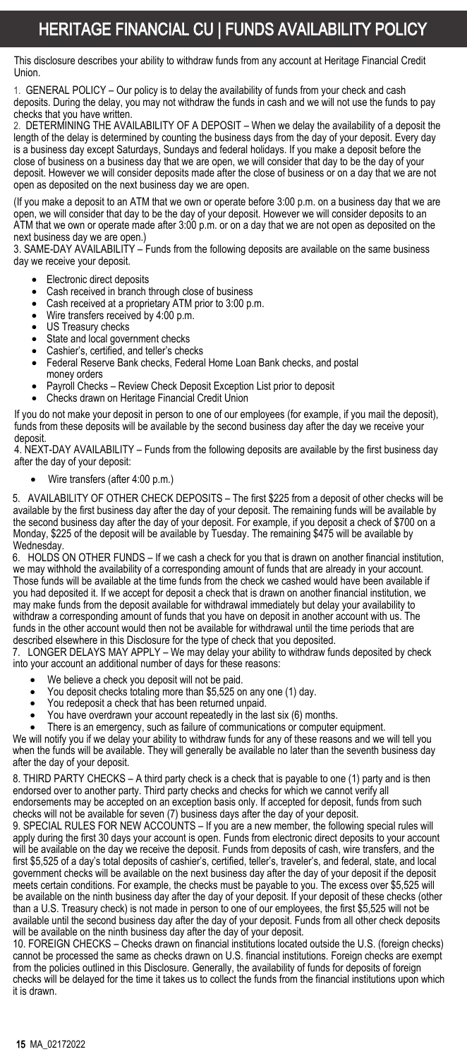# HERITAGE FINANCIAL CU | FUNDS AVAILABILITY POLICY

This disclosure describes your ability to withdraw funds from any account at Heritage Financial Credit Union.

1. GENERAL POLICY – Our policy is to delay the availability of funds from your check and cash deposits. During the delay, you may not withdraw the funds in cash and we will not use the funds to pay checks that you have written.
2. DETERMINING THE AVAILABILITY OF A DEPOSIT – When we delay the availability of a deposit the length of the delay is determined by counting the business days from the day of your deposit. Every day is a business day except Saturdays, Sundays and federal holidays. If you make a deposit before the close of business on a business day that we are open, we will consider that day to be the day of your deposit. However we will consider deposits made after the close of business or on a day that we are not open as deposited on the next business day we are open.

(If you make a deposit to an ATM that we own or operate before 3:00 p.m. on a business day that we are open, we will consider that day to be the day of your deposit. However we will consider deposits to an ATM that we own or operate made after 3:00 p.m. or on a day that we are not open as deposited on the next business day we are open.)

3. SAME-DAY AVAILABILITY – Funds from the following deposits are available on the same business day we receive your deposit.

- Electronic direct deposits
- Cash received in branch through close of business
- Cash received at a proprietary ATM prior to 3:00 p.m.
- Wire transfers received by 4:00 p.m.
- US Treasury checks
- State and local government checks
- Cashier's, certified, and teller's checks
- Federal Reserve Bank checks, Federal Home Loan Bank checks, and postal money orders
- Payroll Checks – Review Check Deposit Exception List prior to deposit
- Checks drawn on Heritage Financial Credit Union

If you do not make your deposit in person to one of our employees (for example, if you mail the deposit), funds from these deposits will be available by the second business day after the day we receive your deposit.

4. NEXT-DAY AVAILABILITY – Funds from the following deposits are available by the first business day after the day of your deposit:

- Wire transfers (after 4:00 p.m.)

5. AVAILABILITY OF OTHER CHECK DEPOSITS – The first $225 from a deposit of other checks will be available by the first business day after the day of your deposit. The remaining funds will be available by the second business day after the day of your deposit. For example, if you deposit a check of $700 on a Monday, $225 of the deposit will be available by Tuesday. The remaining $475 will be available by Wednesday.
6. HOLDS ON OTHER FUNDS – If we cash a check for you that is drawn on another financial institution, we may withhold the availability of a corresponding amount of funds that are already in your account. Those funds will be available at the time funds from the check we cashed would have been available if you had deposited it. If we accept for deposit a check that is drawn on another financial institution, we may make funds from the deposit available for withdrawal immediately but delay your availability to withdraw a corresponding amount of funds that you have on deposit in another account with us. The funds in the other account would then not be available for withdrawal until the time periods that are described elsewhere in this Disclosure for the type of check that you deposited.
7. LONGER DELAYS MAY APPLY – We may delay your ability to withdraw funds deposited by check into your account an additional number of days for these reasons:

- We believe a check you deposit will not be paid.
- You deposit checks totaling more than $5,525 on any one (1) day.
- You redeposit a check that has been returned unpaid.
- You have overdrawn your account repeatedly in the last six (6) months.
- There is an emergency, such as failure of communications or computer equipment.

We will notify you if we delay your ability to withdraw funds for any of these reasons and we will tell you when the funds will be available. They will generally be available no later than the seventh business day after the day of your deposit.

8. THIRD PARTY CHECKS – A third party check is a check that is payable to one (1) party and is then endorsed over to another party. Third party checks and checks for which we cannot verify all endorsements may be accepted on an exception basis only. If accepted for deposit, funds from such checks will not be available for seven (7) business days after the day of your deposit.
9. SPECIAL RULES FOR NEW ACCOUNTS – If you are a new member, the following special rules will apply during the first 30 days your account is open. Funds from electronic direct deposits to your account will be available on the day we receive the deposit. Funds from deposits of cash, wire transfers, and the first $5,525 of a day's total deposits of cashier's, certified, teller's, traveler's, and federal, state, and local government checks will be available on the next business day after the day of your deposit if the deposit meets certain conditions. For example, the checks must be payable to you. The excess over $5,525 will be available on the ninth business day after the day of your deposit. If your deposit of these checks (other than a U.S. Treasury check) is not made in person to one of our employees, the first $5,525 will not be available until the second business day after the day of your deposit. Funds from all other check deposits will be available on the ninth business day after the day of your deposit.
10. FOREIGN CHECKS – Checks drawn on financial institutions located outside the U.S. (foreign checks) cannot be processed the same as checks drawn on U.S. financial institutions. Foreign checks are exempt from the policies outlined in this Disclosure. Generally, the availability of funds for deposits of foreign checks will be delayed for the time it takes us to collect the funds from the financial institutions upon which it is drawn.

MA_02172022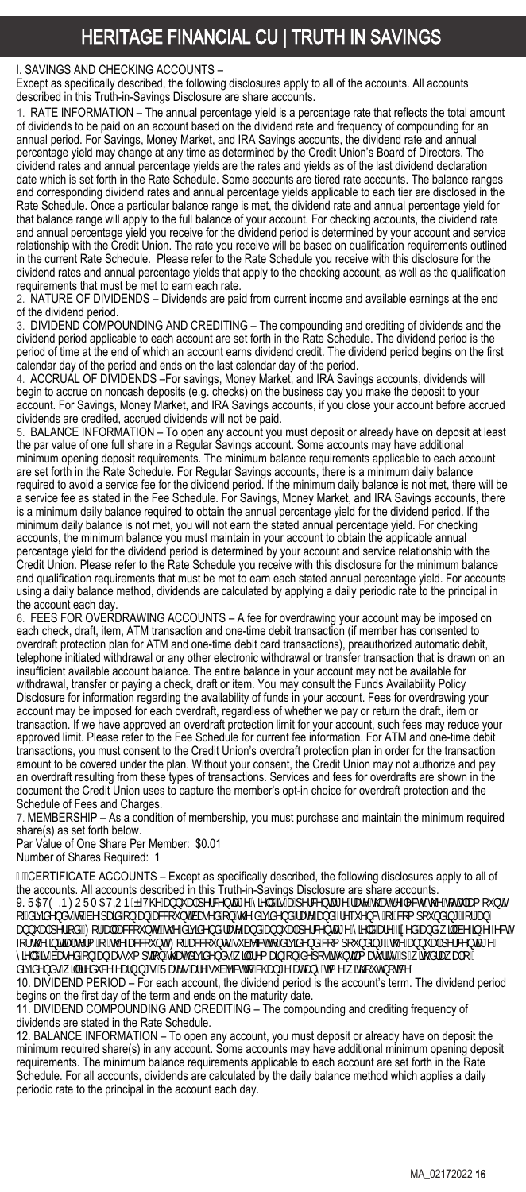# HERITAGE FINANCIAL CU | TRUTH IN SAVINGS

## I. SAVINGS AND CHECKING ACCOUNTS –

Except as specifically described, the following disclosures apply to all of the accounts. All accounts described in this Truth-in-Savings Disclosure are share accounts.

1. RATE INFORMATION – The annual percentage yield is a percentage rate that reflects the total amount of dividends to be paid on an account based on the dividend rate and frequency of compounding for an annual period. For Savings, Money Market, and IRA Savings accounts, the dividend rate and annual percentage yield may change at any time as determined by the Credit Union's Board of Directors. The dividend rates and annual percentage yields are the rates and yields as of the last dividend declaration date which is set forth in the Rate Schedule. Some accounts are tiered rate accounts. The balance ranges and corresponding dividend rates and annual percentage yields applicable to each tier are disclosed in the Rate Schedule. Once a particular balance range is met, the dividend rate and annual percentage yield for that balance range will apply to the full balance of your account. For checking accounts, the dividend rate and annual percentage yield you receive for the dividend period is determined by your account and service relationship with the Credit Union. The rate you receive will be based on qualification requirements outlined in the current Rate Schedule. Please refer to the Rate Schedule you receive with this disclosure for the dividend rates and annual percentage yields that apply to the checking account, as well as the qualification requirements that must be met to earn each rate.

2. NATURE OF DIVIDENDS – Dividends are paid from current income and available earnings at the end of the dividend period.

3. DIVIDEND COMPOUNDING AND CREDITING – The compounding and crediting of dividends and the dividend period applicable to each account are set forth in the Rate Schedule. The dividend period is the period of time at the end of which an account earns dividend credit. The dividend period begins on the first calendar day of the period and ends on the last calendar day of the period.

4. ACCRUAL OF DIVIDENDS –For savings, Money Market, and IRA Savings accounts, dividends will begin to accrue on noncash deposits (e.g. checks) on the business day you make the deposit to your account. For Savings, Money Market, and IRA Savings accounts, if you close your account before accrued dividends are credited, accrued dividends will not be paid.

5. BALANCE INFORMATION – To open any account you must deposit or already have on deposit at least the par value of one full share in a Regular Savings account. Some accounts may have additional minimum opening deposit requirements. The minimum balance requirements applicable to each account are set forth in the Rate Schedule. For Regular Savings accounts, there is a minimum daily balance required to avoid a service fee for the dividend period. If the minimum daily balance is not met, there will be a service fee as stated in the Fee Schedule. For Savings, Money Market, and IRA Savings accounts, there is a minimum daily balance required to obtain the annual percentage yield for the dividend period. If the minimum daily balance is not met, you will not earn the stated annual percentage yield. For checking accounts, the minimum balance you must maintain in your account to obtain the applicable annual percentage yield for the dividend period is determined by your account and service relationship with the Credit Union. Please refer to the Rate Schedule you receive with this disclosure for the minimum balance and qualification requirements that must be met to earn each stated annual percentage yield. For accounts using a daily balance method, dividends are calculated by applying a daily periodic rate to the principal in the account each day.

6. FEES FOR OVERDRAWING ACCOUNTS – A fee for overdrawing your account may be imposed on each check, draft, item, ATM transaction and one-time debit transaction (if member has consented to overdraft protection plan for ATM and one-time debit card transactions), preauthorized automatic debit, telephone initiated withdrawal or any other electronic withdrawal or transfer transaction that is drawn on an insufficient available account balance. The entire balance in your account may not be available for withdrawal, transfer or paying a check, draft or item. You may consult the Funds Availability Policy Disclosure for information regarding the availability of funds in your account. Fees for overdrawing your account may be imposed for each overdraft, regardless of whether we pay or return the draft, item or transaction. If we have approved an overdraft protection limit for your account, such fees may reduce your approved limit. Please refer to the Fee Schedule for current fee information. For ATM and one-time debit transactions, you must consent to the Credit Union's overdraft protection plan in order for the transaction amount to be covered under the plan. Without your consent, the Credit Union may not authorize and pay an overdraft resulting from these types of transactions. Services and fees for overdrafts are shown in the document the Credit Union uses to capture the member's opt-in choice for overdraft protection and the Schedule of Fees and Charges.

7. MEMBERSHIP – As a condition of membership, you must purchase and maintain the minimum required share(s) as set forth below.

Par Value of One Share Per Member: $0.01

Number of Shares Required: 1

## II. CERTIFICATE ACCOUNTS – Except as specifically described, the following disclosures apply to all of the accounts. All accounts described in this Truth-in-Savings Disclosure are share accounts.

9. RATE INFORMATION – The annual percentage yield is a percentage rate that reflects the total amount of dividends to be paid on an account based on the dividend rate and frequency of compounding for an annual period. For all accounts, the dividend rate and annual percentage yield are fixed and will be in effect for the initial term of the account. For accounts subject to dividend compounding, the annual percentage yield is based on an assumption that dividends will remain on deposit until maturity. A withdrawal of dividends will reduce earnings. Rates are subject to change at any time without notice.

10. DIVIDEND PERIOD – For each account, the dividend period is the account's term. The dividend period begins on the first day of the term and ends on the maturity date.

11. DIVIDEND COMPOUNDING AND CREDITING – The compounding and crediting frequency of dividends are stated in the Rate Schedule.

12. BALANCE INFORMATION – To open any account, you must deposit or already have on deposit the minimum required share(s) in any account. Some accounts may have additional minimum opening deposit requirements. The minimum balance requirements applicable to each account are set forth in the Rate Schedule. For all accounts, dividends are calculated by the daily balance method which applies a daily periodic rate to the principal in the account each day.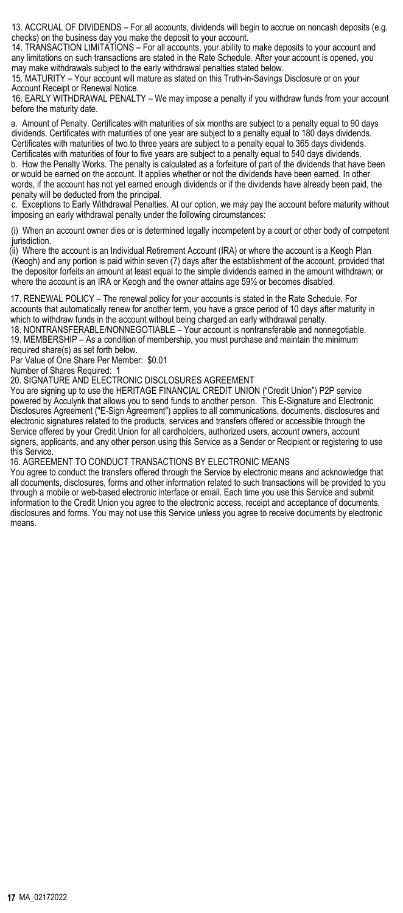13. ACCRUAL OF DIVIDENDS – For all accounts, dividends will begin to accrue on noncash deposits (e.g. checks) on the business day you make the deposit to your account.

14. TRANSACTION LIMITATIONS – For all accounts, your ability to make deposits to your account and any limitations on such transactions are stated in the Rate Schedule. After your account is opened, you may make withdrawals subject to the early withdrawal penalties stated below.

15. MATURITY – Your account will mature as stated on this Truth-in-Savings Disclosure or on your Account Receipt or Renewal Notice.

16. EARLY WITHDRAWAL PENALTY – We may impose a penalty if you withdraw funds from your account before the maturity date.

a. Amount of Penalty. Certificates with maturities of six months are subject to a penalty equal to 90 days dividends. Certificates with maturities of one year are subject to a penalty equal to 180 days dividends. Certificates with maturities of two to three years are subject to a penalty equal to 365 days dividends. Certificates with maturities of four to five years are subject to a penalty equal to 540 days dividends.

b. How the Penalty Works. The penalty is calculated as a forfeiture of part of the dividends that have been or would be earned on the account. It applies whether or not the dividends have been earned. In other words, if the account has not yet earned enough dividends or if the dividends have already been paid, the penalty will be deducted from the principal.

c. Exceptions to Early Withdrawal Penalties. At our option, we may pay the account before maturity without imposing an early withdrawal penalty under the following circumstances:

(i) When an account owner dies or is determined legally incompetent by a court or other body of competent jurisdiction.

(ii) Where the account is an Individual Retirement Account (IRA) or where the account is a Keogh Plan (Keogh) and any portion is paid within seven (7) days after the establishment of the account, provided that the depositor forfeits an amount at least equal to the simple dividends earned in the amount withdrawn; or where the account is an IRA or Keogh and the owner attains age 59½ or becomes disabled.

17. RENEWAL POLICY – The renewal policy for your accounts is stated in the Rate Schedule. For accounts that automatically renew for another term, you have a grace period of 10 days after maturity in which to withdraw funds in the account without being charged an early withdrawal penalty.

18. NONTRANSFERABLE/NONNEGOTIABLE – Your account is nontransferable and nonnegotiable.

19. MEMBERSHIP – As a condition of membership, you must purchase and maintain the minimum required share(s) as set forth below.

Par Value of One Share Per Member: $0.01

Number of Shares Required: 1

20. SIGNATURE AND ELECTRONIC DISCLOSURES AGREEMENT

You are signing up to use the HERITAGE FINANCIAL CREDIT UNION ("Credit Union") P2P service powered by Acculynk that allows you to send funds to another person. This E-Signature and Electronic Disclosures Agreement ("E-Sign Agreement") applies to all communications, documents, disclosures and electronic signatures related to the products, services and transfers offered or accessible through the Service offered by your Credit Union for all cardholders, authorized users, account owners, account signers, applicants, and any other person using this Service as a Sender or Recipient or registering to use this Service.

16. AGREEMENT TO CONDUCT TRANSACTIONS BY ELECTRONIC MEANS

You agree to conduct the transfers offered through the Service by electronic means and acknowledge that all documents, disclosures, forms and other information related to such transactions will be provided to you through a mobile or web-based electronic interface or email. Each time you use this Service and submit information to the Credit Union you agree to the electronic access, receipt and acceptance of documents, disclosures and forms. You may not use this Service unless you agree to receive documents by electronic means.

MA_02172022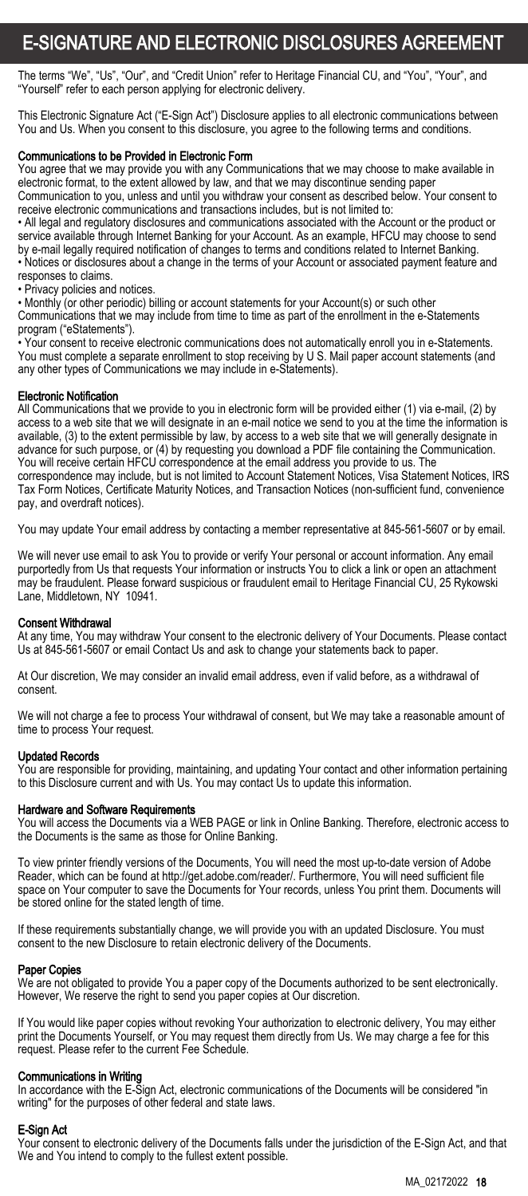# E-SIGNATURE AND ELECTRONIC DISCLOSURES AGREEMENT

The terms "We", "Us", "Our", and "Credit Union" refer to Heritage Financial CU, and "You", "Your", and "Yourself" refer to each person applying for electronic delivery.

This Electronic Signature Act ("E-Sign Act") Disclosure applies to all electronic communications between You and Us. When you consent to this disclosure, you agree to the following terms and conditions.

**Communications to be Provided in Electronic Form**

You agree that we may provide you with any Communications that we may choose to make available in electronic format, to the extent allowed by law, and that we may discontinue sending paper Communication to you, unless and until you withdraw your consent as described below. Your consent to receive electronic communications and transactions includes, but is not limited to:

• All legal and regulatory disclosures and communications associated with the Account or the product or service available through Internet Banking for your Account. As an example, HFCU may choose to send by e-mail legally required notification of changes to terms and conditions related to Internet Banking.

• Notices or disclosures about a change in the terms of your Account or associated payment feature and responses to claims.

• Privacy policies and notices.

• Monthly (or other periodic) billing or account statements for your Account(s) or such other Communications that we may include from time to time as part of the enrollment in the e-Statements program ("eStatements").

• Your consent to receive electronic communications does not automatically enroll you in e-Statements. You must complete a separate enrollment to stop receiving by U S. Mail paper account statements (and any other types of Communications we may include in e-Statements).

**Electronic Notification**

All Communications that we provide to you in electronic form will be provided either (1) via e-mail, (2) by access to a web site that we will designate in an e-mail notice we send to you at the time the information is available, (3) to the extent permissible by law, by access to a web site that we will generally designate in advance for such purpose, or (4) by requesting you download a PDF file containing the Communication. You will receive certain HFCU correspondence at the email address you provide to us. The correspondence may include, but is not limited to Account Statement Notices, Visa Statement Notices, IRS Tax Form Notices, Certificate Maturity Notices, and Transaction Notices (non-sufficient fund, convenience pay, and overdraft notices).

You may update Your email address by contacting a member representative at 845-561-5607 or by email.

We will never use email to ask You to provide or verify Your personal or account information. Any email purportedly from Us that requests Your information or instructs You to click a link or open an attachment may be fraudulent. Please forward suspicious or fraudulent email to Heritage Financial CU, 25 Rykowski Lane, Middletown, NY 10941.

**Consent Withdrawal**

At any time, You may withdraw Your consent to the electronic delivery of Your Documents. Please contact Us at 845-561-5607 or email Contact Us and ask to change your statements back to paper.

At Our discretion, We may consider an invalid email address, even if valid before, as a withdrawal of consent.

We will not charge a fee to process Your withdrawal of consent, but We may take a reasonable amount of time to process Your request.

**Updated Records**

You are responsible for providing, maintaining, and updating Your contact and other information pertaining to this Disclosure current and with Us. You may contact Us to update this information.

**Hardware and Software Requirements**

You will access the Documents via a WEB PAGE or link in Online Banking. Therefore, electronic access to the Documents is the same as those for Online Banking.

To view printer friendly versions of the Documents, You will need the most up-to-date version of Adobe Reader, which can be found at http://get.adobe.com/reader/. Furthermore, You will need sufficient file space on Your computer to save the Documents for Your records, unless You print them. Documents will be stored online for the stated length of time.

If these requirements substantially change, we will provide you with an updated Disclosure. You must consent to the new Disclosure to retain electronic delivery of the Documents.

**Paper Copies**

We are not obligated to provide You a paper copy of the Documents authorized to be sent electronically. However, We reserve the right to send you paper copies at Our discretion.

If You would like paper copies without revoking Your authorization to electronic delivery, You may either print the Documents Yourself, or You may request them directly from Us. We may charge a fee for this request. Please refer to the current Fee Schedule.

**Communications in Writing**

In accordance with the E-Sign Act, electronic communications of the Documents will be considered "in writing" for the purposes of other federal and state laws.

**E-Sign Act**

Your consent to electronic delivery of the Documents falls under the jurisdiction of the E-Sign Act, and that We and You intend to comply to the fullest extent possible.

MA_02172022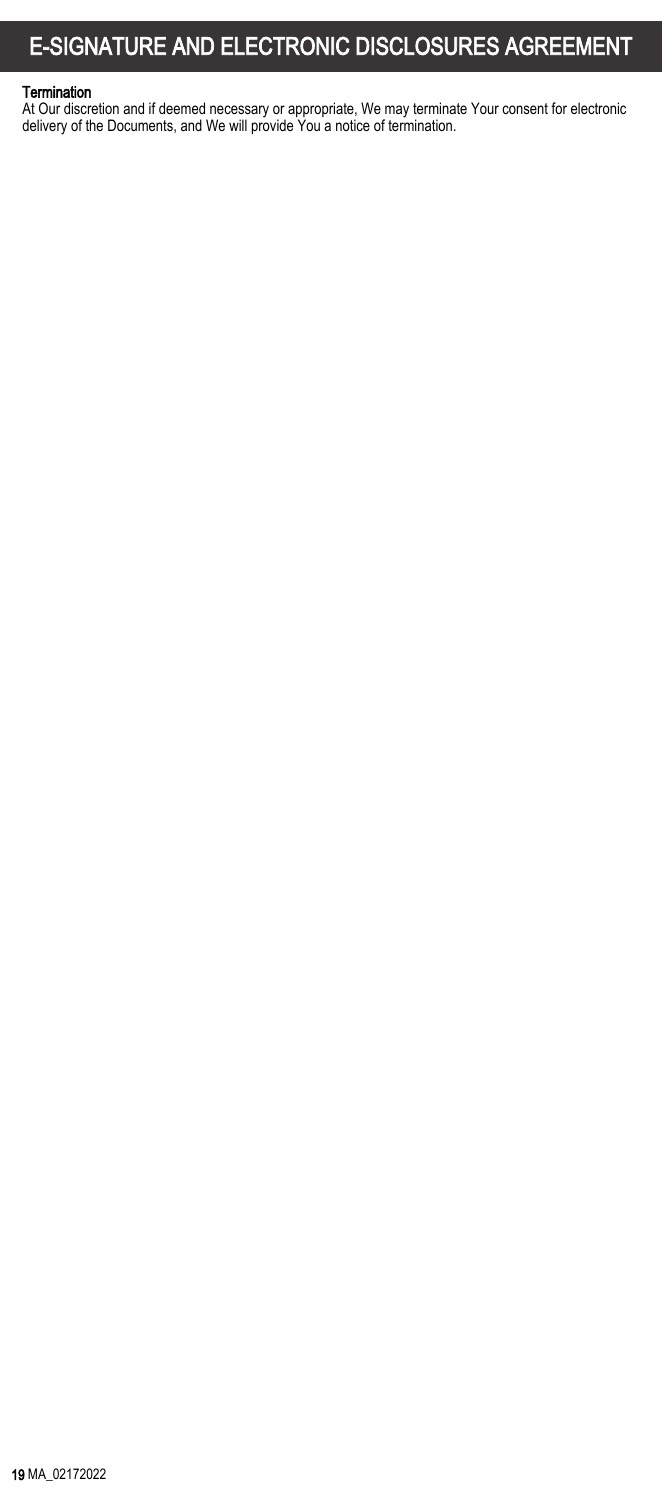#### Termination

At Our discretion and if deemed necessary or appropriate, We may terminate Your consent for electronic delivery of the Documents, and We will provide You a notice of termination.